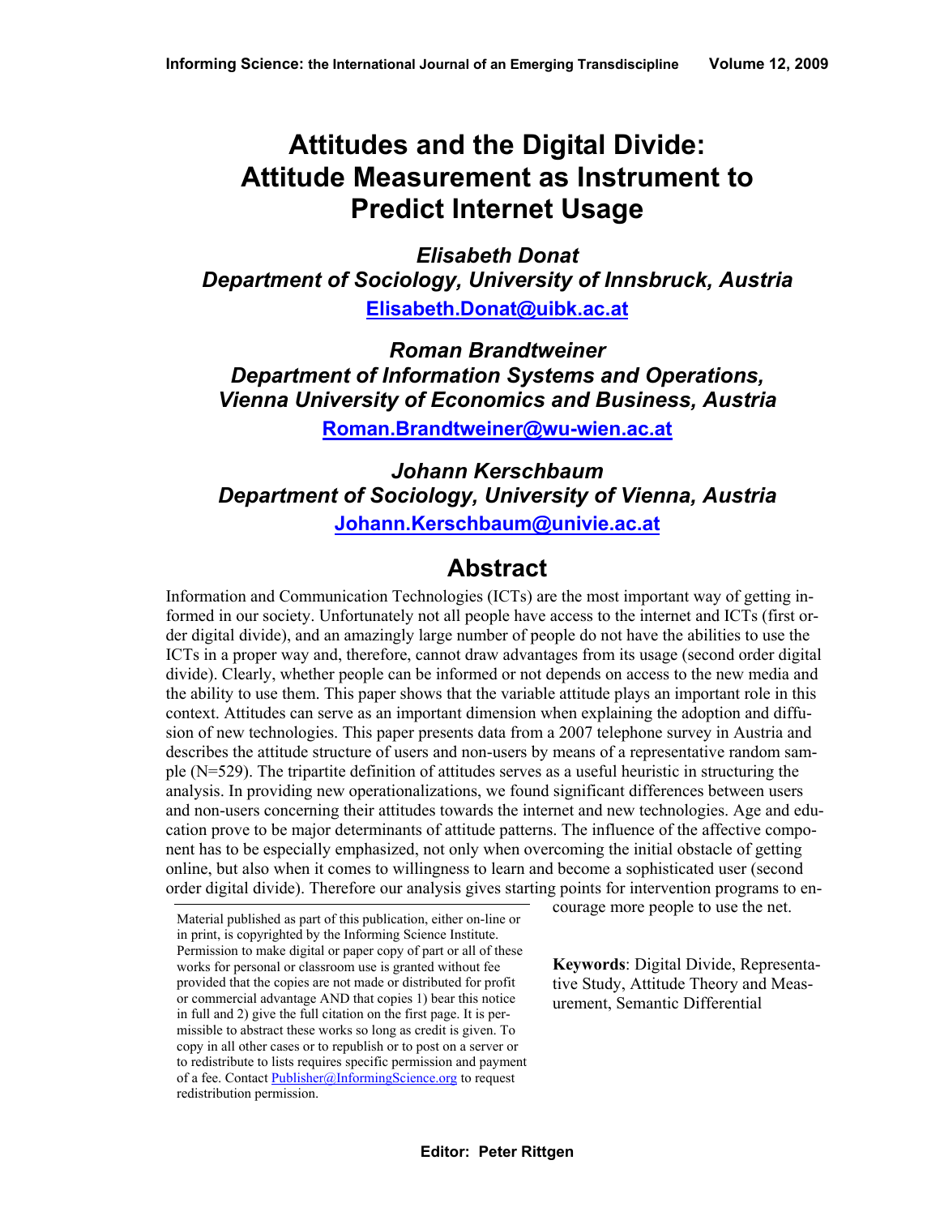# Attitudes and the Digital Divide: Attitude Measurement as Instrument to Predict Internet Usage

***Elisabeth Donat***
***Department of Sociology, University of Innsbruck, Austria***
**Elisabeth.Donat@uibk.ac.at**

***Roman Brandtweiner***
***Department of Information Systems and Operations, Vienna University of Economics and Business, Austria***
**Roman.Brandtweiner@wu-wien.ac.at**

***Johann Kerschbaum***
***Department of Sociology, University of Vienna, Austria***
**Johann.Kerschbaum@univie.ac.at**

## Abstract

Information and Communication Technologies (ICTs) are the most important way of getting informed in our society. Unfortunately not all people have access to the internet and ICTs (first order digital divide), and an amazingly large number of people do not have the abilities to use the ICTs in a proper way and, therefore, cannot draw advantages from its usage (second order digital divide). Clearly, whether people can be informed or not depends on access to the new media and the ability to use them. This paper shows that the variable attitude plays an important role in this context. Attitudes can serve as an important dimension when explaining the adoption and diffusion of new technologies. This paper presents data from a 2007 telephone survey in Austria and describes the attitude structure of users and non-users by means of a representative random sample (N=529). The tripartite definition of attitudes serves as a useful heuristic in structuring the analysis. In providing new operationalizations, we found significant differences between users and non-users concerning their attitudes towards the internet and new technologies. Age and education prove to be major determinants of attitude patterns. The influence of the affective component has to be especially emphasized, not only when overcoming the initial obstacle of getting online, but also when it comes to willingness to learn and become a sophisticated user (second order digital divide). Therefore our analysis gives starting points for intervention programs to encourage more people to use the net.

**Keywords**: Digital Divide, Representative Study, Attitude Theory and Measurement, Semantic Differential

Material published as part of this publication, either on-line or in print, is copyrighted by the Informing Science Institute. Permission to make digital or paper copy of part or all of these works for personal or classroom use is granted without fee provided that the copies are not made or distributed for profit or commercial advantage AND that copies 1) bear this notice in full and 2) give the full citation on the first page. It is permissible to abstract these works so long as credit is given. To copy in all other cases or to republish or to post on a server or to redistribute to lists requires specific permission and payment of a fee. Contact Publisher@InformingScience.org to request redistribution permission.

**Editor: Peter Rittgen**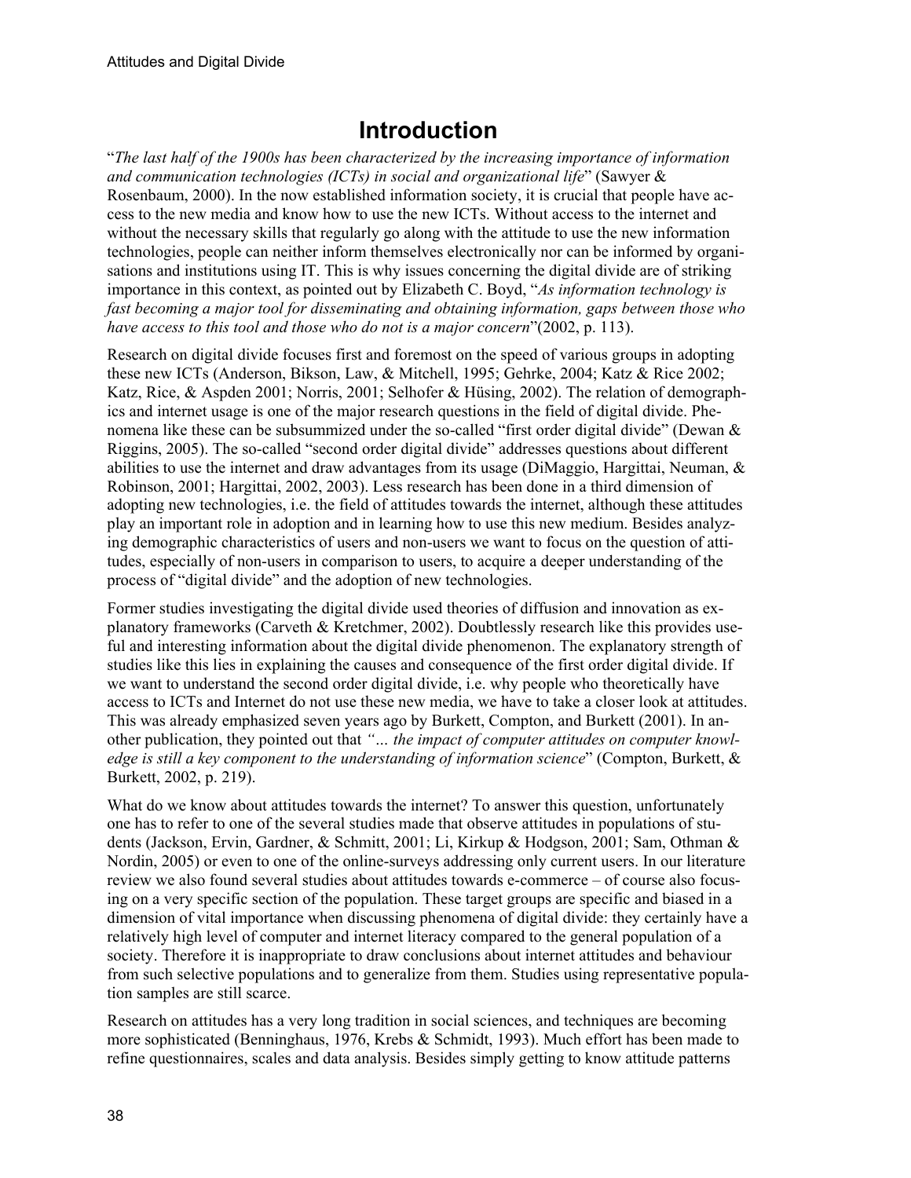# Introduction

"*The last half of the 1900s has been characterized by the increasing importance of information and communication technologies (ICTs) in social and organizational life*" (Sawyer & Rosenbaum, 2000). In the now established information society, it is crucial that people have access to the new media and know how to use the new ICTs. Without access to the internet and without the necessary skills that regularly go along with the attitude to use the new information technologies, people can neither inform themselves electronically nor can be informed by organisations and institutions using IT. This is why issues concerning the digital divide are of striking importance in this context, as pointed out by Elizabeth C. Boyd, "*As information technology is fast becoming a major tool for disseminating and obtaining information, gaps between those who have access to this tool and those who do not is a major concern*"(2002, p. 113).

Research on digital divide focuses first and foremost on the speed of various groups in adopting these new ICTs (Anderson, Bikson, Law, & Mitchell, 1995; Gehrke, 2004; Katz & Rice 2002; Katz, Rice, & Aspden 2001; Norris, 2001; Selhofer & Hüsing, 2002). The relation of demographics and internet usage is one of the major research questions in the field of digital divide. Phenomena like these can be subsummized under the so-called "first order digital divide" (Dewan & Riggins, 2005). The so-called "second order digital divide" addresses questions about different abilities to use the internet and draw advantages from its usage (DiMaggio, Hargittai, Neuman, & Robinson, 2001; Hargittai, 2002, 2003). Less research has been done in a third dimension of adopting new technologies, i.e. the field of attitudes towards the internet, although these attitudes play an important role in adoption and in learning how to use this new medium. Besides analyzing demographic characteristics of users and non-users we want to focus on the question of attitudes, especially of non-users in comparison to users, to acquire a deeper understanding of the process of "digital divide" and the adoption of new technologies.

Former studies investigating the digital divide used theories of diffusion and innovation as explanatory frameworks (Carveth & Kretchmer, 2002). Doubtlessly research like this provides useful and interesting information about the digital divide phenomenon. The explanatory strength of studies like this lies in explaining the causes and consequence of the first order digital divide. If we want to understand the second order digital divide, i.e. why people who theoretically have access to ICTs and Internet do not use these new media, we have to take a closer look at attitudes. This was already emphasized seven years ago by Burkett, Compton, and Burkett (2001). In another publication, they pointed out that *"… the impact of computer attitudes on computer knowledge is still a key component to the understanding of information science*" (Compton, Burkett, & Burkett, 2002, p. 219).

What do we know about attitudes towards the internet? To answer this question, unfortunately one has to refer to one of the several studies made that observe attitudes in populations of students (Jackson, Ervin, Gardner, & Schmitt, 2001; Li, Kirkup & Hodgson, 2001; Sam, Othman & Nordin, 2005) or even to one of the online-surveys addressing only current users. In our literature review we also found several studies about attitudes towards e-commerce – of course also focusing on a very specific section of the population. These target groups are specific and biased in a dimension of vital importance when discussing phenomena of digital divide: they certainly have a relatively high level of computer and internet literacy compared to the general population of a society. Therefore it is inappropriate to draw conclusions about internet attitudes and behaviour from such selective populations and to generalize from them. Studies using representative population samples are still scarce.

Research on attitudes has a very long tradition in social sciences, and techniques are becoming more sophisticated (Benninghaus, 1976, Krebs & Schmidt, 1993). Much effort has been made to refine questionnaires, scales and data analysis. Besides simply getting to know attitude patterns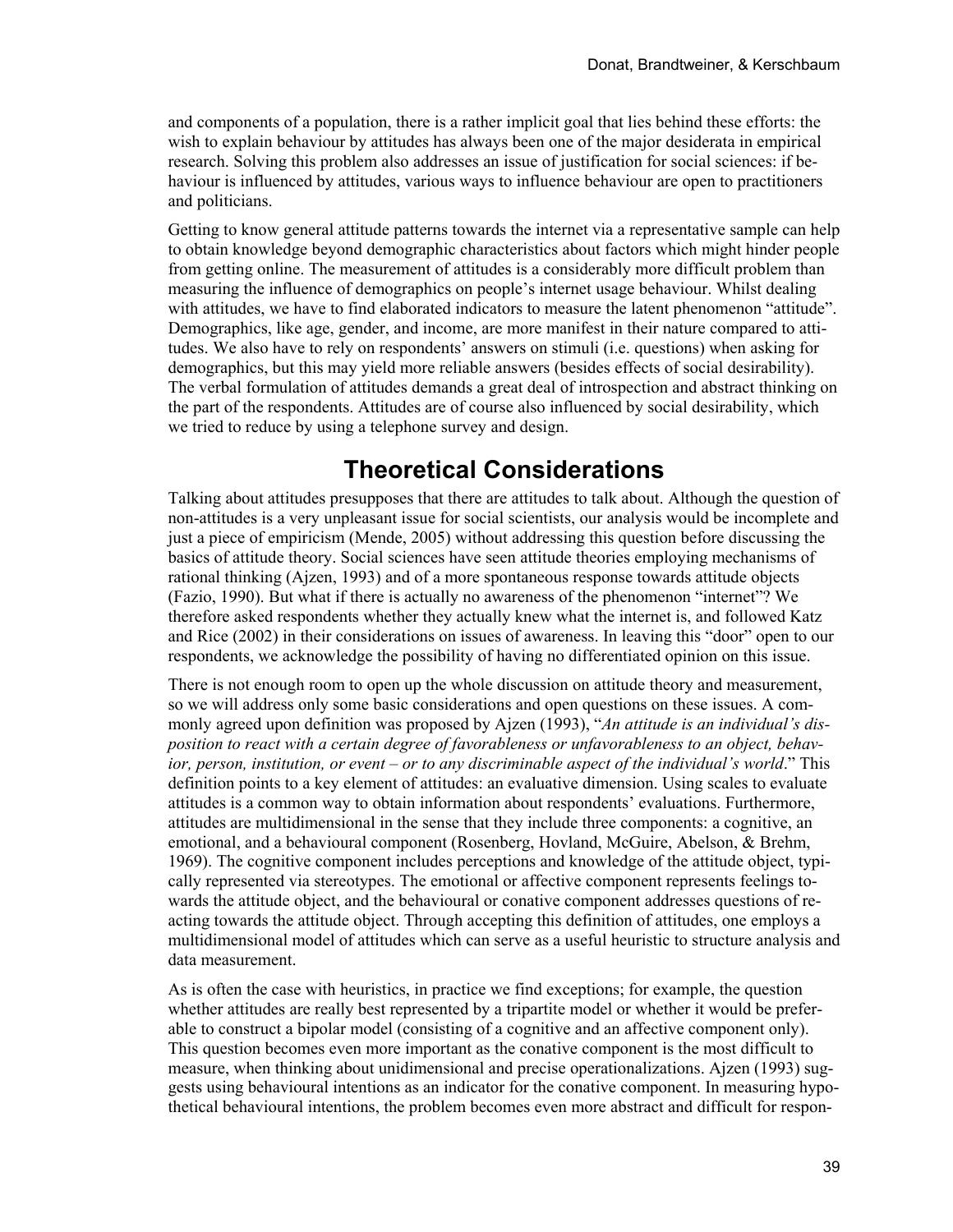and components of a population, there is a rather implicit goal that lies behind these efforts: the wish to explain behaviour by attitudes has always been one of the major desiderata in empirical research. Solving this problem also addresses an issue of justification for social sciences: if behaviour is influenced by attitudes, various ways to influence behaviour are open to practitioners and politicians.

Getting to know general attitude patterns towards the internet via a representative sample can help to obtain knowledge beyond demographic characteristics about factors which might hinder people from getting online. The measurement of attitudes is a considerably more difficult problem than measuring the influence of demographics on people's internet usage behaviour. Whilst dealing with attitudes, we have to find elaborated indicators to measure the latent phenomenon "attitude". Demographics, like age, gender, and income, are more manifest in their nature compared to attitudes. We also have to rely on respondents' answers on stimuli (i.e. questions) when asking for demographics, but this may yield more reliable answers (besides effects of social desirability). The verbal formulation of attitudes demands a great deal of introspection and abstract thinking on the part of the respondents. Attitudes are of course also influenced by social desirability, which we tried to reduce by using a telephone survey and design.

# Theoretical Considerations

Talking about attitudes presupposes that there are attitudes to talk about. Although the question of non-attitudes is a very unpleasant issue for social scientists, our analysis would be incomplete and just a piece of empiricism (Mende, 2005) without addressing this question before discussing the basics of attitude theory. Social sciences have seen attitude theories employing mechanisms of rational thinking (Ajzen, 1993) and of a more spontaneous response towards attitude objects (Fazio, 1990). But what if there is actually no awareness of the phenomenon "internet"? We therefore asked respondents whether they actually knew what the internet is, and followed Katz and Rice (2002) in their considerations on issues of awareness. In leaving this "door" open to our respondents, we acknowledge the possibility of having no differentiated opinion on this issue.

There is not enough room to open up the whole discussion on attitude theory and measurement, so we will address only some basic considerations and open questions on these issues. A commonly agreed upon definition was proposed by Ajzen (1993), "*An attitude is an individual's disposition to react with a certain degree of favorableness or unfavorableness to an object, behavior, person, institution, or event – or to any discriminable aspect of the individual's world*." This definition points to a key element of attitudes: an evaluative dimension. Using scales to evaluate attitudes is a common way to obtain information about respondents' evaluations. Furthermore, attitudes are multidimensional in the sense that they include three components: a cognitive, an emotional, and a behavioural component (Rosenberg, Hovland, McGuire, Abelson, & Brehm, 1969). The cognitive component includes perceptions and knowledge of the attitude object, typically represented via stereotypes. The emotional or affective component represents feelings towards the attitude object, and the behavioural or conative component addresses questions of reacting towards the attitude object. Through accepting this definition of attitudes, one employs a multidimensional model of attitudes which can serve as a useful heuristic to structure analysis and data measurement.

As is often the case with heuristics, in practice we find exceptions; for example, the question whether attitudes are really best represented by a tripartite model or whether it would be preferable to construct a bipolar model (consisting of a cognitive and an affective component only). This question becomes even more important as the conative component is the most difficult to measure, when thinking about unidimensional and precise operationalizations. Ajzen (1993) suggests using behavioural intentions as an indicator for the conative component. In measuring hypothetical behavioural intentions, the problem becomes even more abstract and difficult for respon-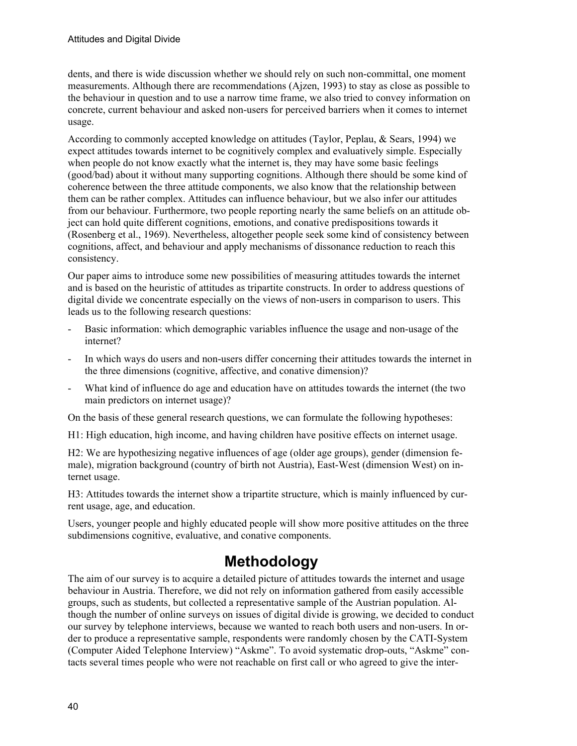dents, and there is wide discussion whether we should rely on such non-committal, one moment measurements. Although there are recommendations (Ajzen, 1993) to stay as close as possible to the behaviour in question and to use a narrow time frame, we also tried to convey information on concrete, current behaviour and asked non-users for perceived barriers when it comes to internet usage.

According to commonly accepted knowledge on attitudes (Taylor, Peplau, & Sears, 1994) we expect attitudes towards internet to be cognitively complex and evaluatively simple. Especially when people do not know exactly what the internet is, they may have some basic feelings (good/bad) about it without many supporting cognitions. Although there should be some kind of coherence between the three attitude components, we also know that the relationship between them can be rather complex. Attitudes can influence behaviour, but we also infer our attitudes from our behaviour. Furthermore, two people reporting nearly the same beliefs on an attitude object can hold quite different cognitions, emotions, and conative predispositions towards it (Rosenberg et al., 1969). Nevertheless, altogether people seek some kind of consistency between cognitions, affect, and behaviour and apply mechanisms of dissonance reduction to reach this consistency.

Our paper aims to introduce some new possibilities of measuring attitudes towards the internet and is based on the heuristic of attitudes as tripartite constructs. In order to address questions of digital divide we concentrate especially on the views of non-users in comparison to users. This leads us to the following research questions:

- Basic information: which demographic variables influence the usage and non-usage of the internet?
- In which ways do users and non-users differ concerning their attitudes towards the internet in the three dimensions (cognitive, affective, and conative dimension)?
- What kind of influence do age and education have on attitudes towards the internet (the two main predictors on internet usage)?

On the basis of these general research questions, we can formulate the following hypotheses:

H1: High education, high income, and having children have positive effects on internet usage.

H2: We are hypothesizing negative influences of age (older age groups), gender (dimension female), migration background (country of birth not Austria), East-West (dimension West) on internet usage.

H3: Attitudes towards the internet show a tripartite structure, which is mainly influenced by current usage, age, and education.

Users, younger people and highly educated people will show more positive attitudes on the three subdimensions cognitive, evaluative, and conative components.

# Methodology

The aim of our survey is to acquire a detailed picture of attitudes towards the internet and usage behaviour in Austria. Therefore, we did not rely on information gathered from easily accessible groups, such as students, but collected a representative sample of the Austrian population. Although the number of online surveys on issues of digital divide is growing, we decided to conduct our survey by telephone interviews, because we wanted to reach both users and non-users. In order to produce a representative sample, respondents were randomly chosen by the CATI-System (Computer Aided Telephone Interview) "Askme". To avoid systematic drop-outs, "Askme" contacts several times people who were not reachable on first call or who agreed to give the inter-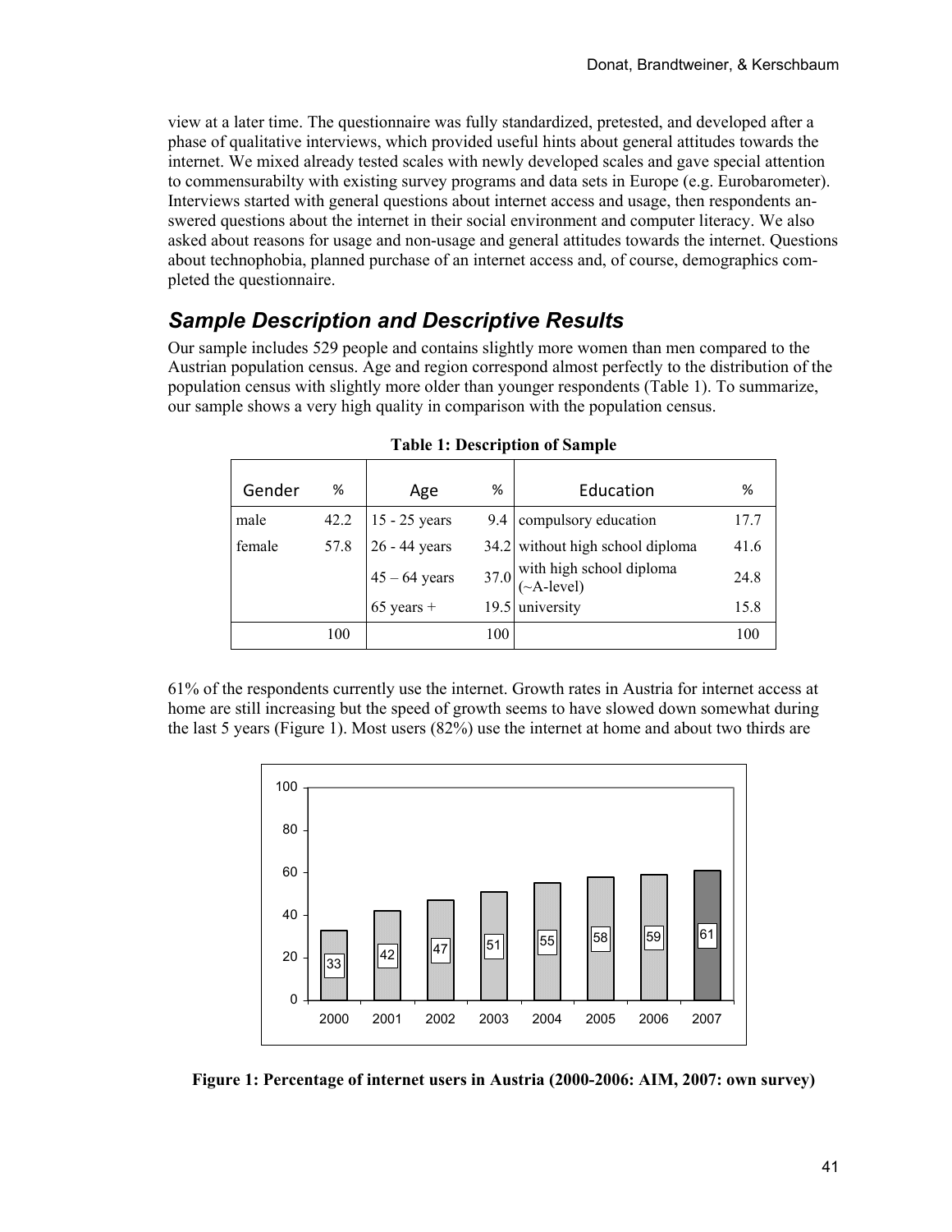view at a later time. The questionnaire was fully standardized, pretested, and developed after a phase of qualitative interviews, which provided useful hints about general attitudes towards the internet. We mixed already tested scales with newly developed scales and gave special attention to commensurabilty with existing survey programs and data sets in Europe (e.g. Eurobarometer). Interviews started with general questions about internet access and usage, then respondents answered questions about the internet in their social environment and computer literacy. We also asked about reasons for usage and non-usage and general attitudes towards the internet. Questions about technophobia, planned purchase of an internet access and, of course, demographics completed the questionnaire.

## *Sample Description and Descriptive Results*

Our sample includes 529 people and contains slightly more women than men compared to the Austrian population census. Age and region correspond almost perfectly to the distribution of the population census with slightly more older than younger respondents (Table 1). To summarize, our sample shows a very high quality in comparison with the population census.

**Table 1: Description of Sample**

| Gender | % | Age | % | Education | % |
|---|---|---|---|---|---|
| male | 42.2 | 15 - 25 years | 9.4 | compulsory education | 17.7 |
| female | 57.8 | 26 - 44 years | 34.2 | without high school diploma | 41.6 |
| | | 45 – 64 years | 37.0 | with high school diploma (~A-level) | 24.8 |
| | | 65 years + | 19.5 | university | 15.8 |
| | 100 | | 100 | | 100 |

61% of the respondents currently use the internet. Growth rates in Austria for internet access at home are still increasing but the speed of growth seems to have slowed down somewhat during the last 5 years (Figure 1). Most users (82%) use the internet at home and about two thirds are

| Year | 2000 | 2001 | 2002 | 2003 | 2004 | 2005 | 2006 | 2007 |
|---|---|---|---|---|---|---|---|---|
| % | 33 | 42 | 47 | 51 | 55 | 58 | 59 | 61 |

**Figure 1: Percentage of internet users in Austria (2000-2006: AIM, 2007: own survey)**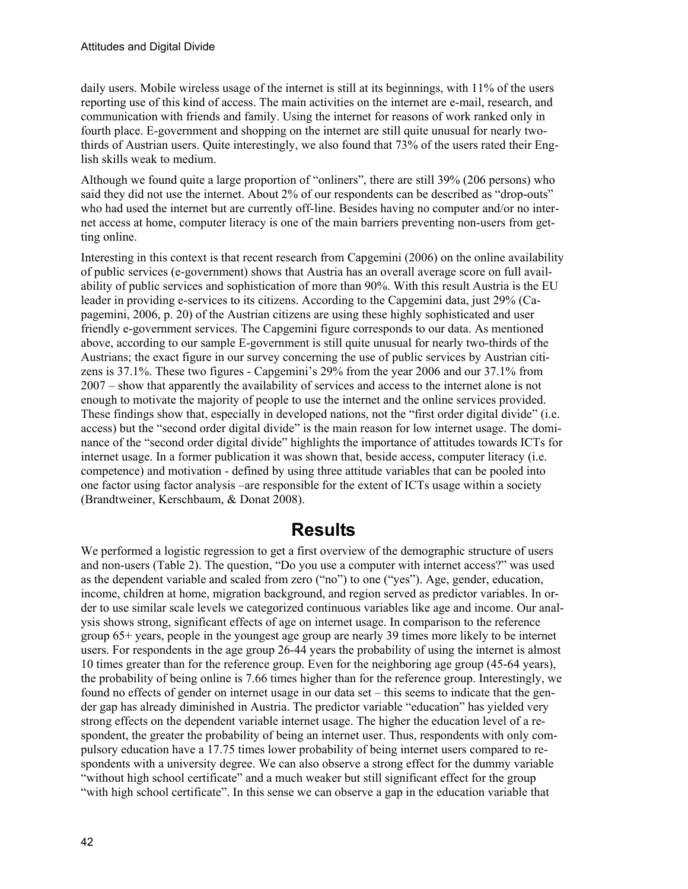daily users. Mobile wireless usage of the internet is still at its beginnings, with 11% of the users reporting use of this kind of access. The main activities on the internet are e-mail, research, and communication with friends and family. Using the internet for reasons of work ranked only in fourth place. E-government and shopping on the internet are still quite unusual for nearly two-thirds of Austrian users. Quite interestingly, we also found that 73% of the users rated their English skills weak to medium.

Although we found quite a large proportion of "onliners", there are still 39% (206 persons) who said they did not use the internet. About 2% of our respondents can be described as "drop-outs" who had used the internet but are currently off-line. Besides having no computer and/or no internet access at home, computer literacy is one of the main barriers preventing non-users from getting online.

Interesting in this context is that recent research from Capgemini (2006) on the online availability of public services (e-government) shows that Austria has an overall average score on full availability of public services and sophistication of more than 90%. With this result Austria is the EU leader in providing e-services to its citizens. According to the Capgemini data, just 29% (Capagemini, 2006, p. 20) of the Austrian citizens are using these highly sophisticated and user friendly e-government services. The Capgemini figure corresponds to our data. As mentioned above, according to our sample E-government is still quite unusual for nearly two-thirds of the Austrians; the exact figure in our survey concerning the use of public services by Austrian citizens is 37.1%. These two figures - Capgemini's 29% from the year 2006 and our 37.1% from 2007 – show that apparently the availability of services and access to the internet alone is not enough to motivate the majority of people to use the internet and the online services provided. These findings show that, especially in developed nations, not the "first order digital divide" (i.e. access) but the "second order digital divide" is the main reason for low internet usage. The dominance of the "second order digital divide" highlights the importance of attitudes towards ICTs for internet usage. In a former publication it was shown that, beside access, computer literacy (i.e. competence) and motivation - defined by using three attitude variables that can be pooled into one factor using factor analysis –are responsible for the extent of ICTs usage within a society (Brandtweiner, Kerschbaum, & Donat 2008).

# Results

We performed a logistic regression to get a first overview of the demographic structure of users and non-users (Table 2). The question, "Do you use a computer with internet access?" was used as the dependent variable and scaled from zero ("no") to one ("yes"). Age, gender, education, income, children at home, migration background, and region served as predictor variables. In order to use similar scale levels we categorized continuous variables like age and income. Our analysis shows strong, significant effects of age on internet usage. In comparison to the reference group 65+ years, people in the youngest age group are nearly 39 times more likely to be internet users. For respondents in the age group 26-44 years the probability of using the internet is almost 10 times greater than for the reference group. Even for the neighboring age group (45-64 years), the probability of being online is 7.66 times higher than for the reference group. Interestingly, we found no effects of gender on internet usage in our data set – this seems to indicate that the gender gap has already diminished in Austria. The predictor variable "education" has yielded very strong effects on the dependent variable internet usage. The higher the education level of a respondent, the greater the probability of being an internet user. Thus, respondents with only compulsory education have a 17.75 times lower probability of being internet users compared to respondents with a university degree. We can also observe a strong effect for the dummy variable "without high school certificate" and a much weaker but still significant effect for the group "with high school certificate". In this sense we can observe a gap in the education variable that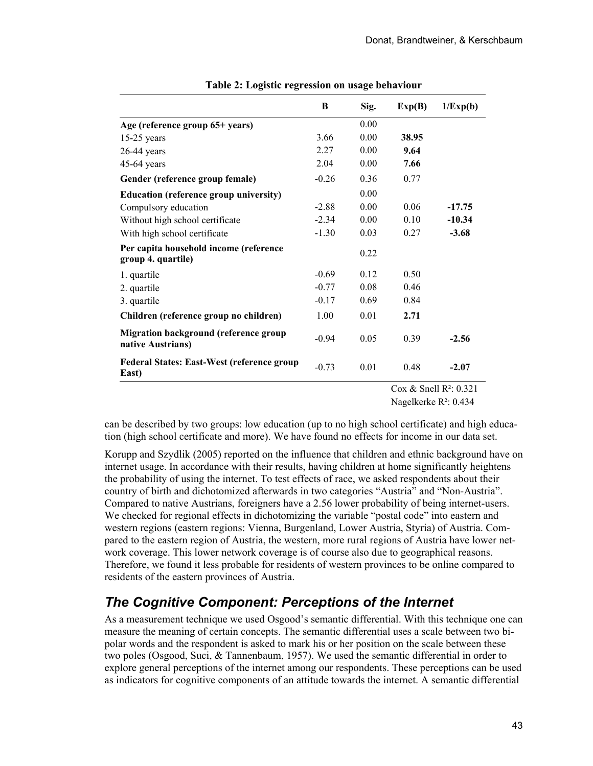**Table 2: Logistic regression on usage behaviour**

| | B | Sig. | Exp(B) | 1/Exp(b) |
|---|---|---|---|---|
| **Age (reference group 65+ years)** | | 0.00 | | |
| 15-25 years | 3.66 | 0.00 | **38.95** | |
| 26-44 years | 2.27 | 0.00 | **9.64** | |
| 45-64 years | 2.04 | 0.00 | **7.66** | |
| **Gender (reference group female)** | -0.26 | 0.36 | 0.77 | |
| **Education (reference group university)** | | 0.00 | | |
| Compulsory education | -2.88 | 0.00 | 0.06 | **-17.75** |
| Without high school certificate | -2.34 | 0.00 | 0.10 | **-10.34** |
| With high school certificate | -1.30 | 0.03 | 0.27 | **-3.68** |
| **Per capita household income (reference group 4. quartile)** | | 0.22 | | |
| 1. quartile | -0.69 | 0.12 | 0.50 | |
| 2. quartile | -0.77 | 0.08 | 0.46 | |
| 3. quartile | -0.17 | 0.69 | 0.84 | |
| **Children (reference group no children)** | 1.00 | 0.01 | **2.71** | |
| **Migration background (reference group native Austrians)** | -0.94 | 0.05 | 0.39 | **-2.56** |
| **Federal States: East-West (reference group East)** | -0.73 | 0.01 | 0.48 | **-2.07** |

Cox & Snell $R^2$: 0.321
Nagelkerke $R^2$: 0.434

can be described by two groups: low education (up to no high school certificate) and high education (high school certificate and more). We have found no effects for income in our data set.

Korupp and Szydlik (2005) reported on the influence that children and ethnic background have on internet usage. In accordance with their results, having children at home significantly heightens the probability of using the internet. To test effects of race, we asked respondents about their country of birth and dichotomized afterwards in two categories "Austria" and "Non-Austria". Compared to native Austrians, foreigners have a 2.56 lower probability of being internet-users. We checked for regional effects in dichotomizing the variable "postal code" into eastern and western regions (eastern regions: Vienna, Burgenland, Lower Austria, Styria) of Austria. Compared to the eastern region of Austria, the western, more rural regions of Austria have lower network coverage. This lower network coverage is of course also due to geographical reasons. Therefore, we found it less probable for residents of western provinces to be online compared to residents of the eastern provinces of Austria.

## *The Cognitive Component: Perceptions of the Internet*

As a measurement technique we used Osgood's semantic differential. With this technique one can measure the meaning of certain concepts. The semantic differential uses a scale between two bipolar words and the respondent is asked to mark his or her position on the scale between these two poles (Osgood, Suci, & Tannenbaum, 1957). We used the semantic differential in order to explore general perceptions of the internet among our respondents. These perceptions can be used as indicators for cognitive components of an attitude towards the internet. A semantic differential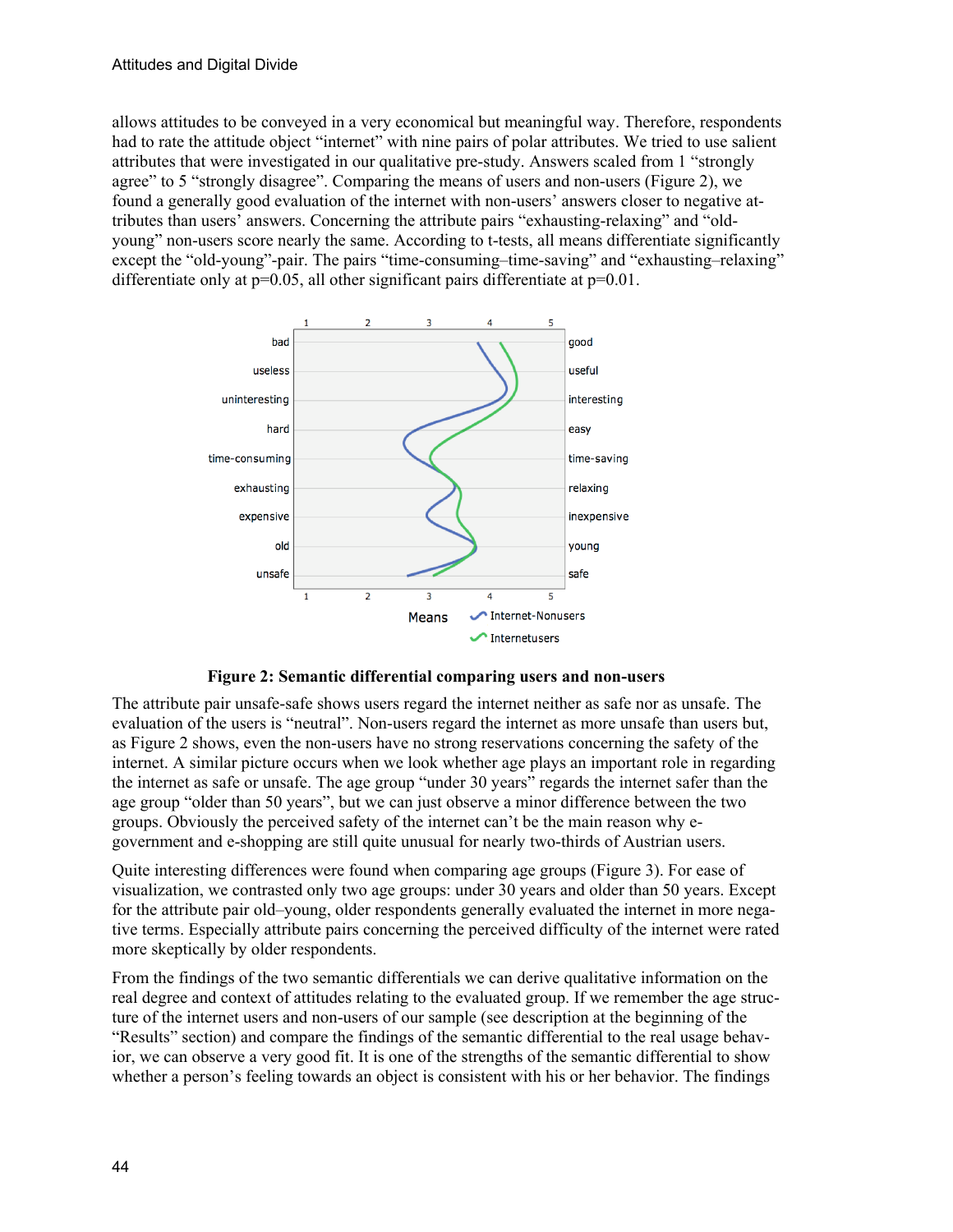allows attitudes to be conveyed in a very economical but meaningful way. Therefore, respondents had to rate the attitude object "internet" with nine pairs of polar attributes. We tried to use salient attributes that were investigated in our qualitative pre-study. Answers scaled from 1 "strongly agree" to 5 "strongly disagree". Comparing the means of users and non-users (Figure 2), we found a generally good evaluation of the internet with non-users' answers closer to negative attributes than users' answers. Concerning the attribute pairs "exhausting-relaxing" and "old-young" non-users score nearly the same. According to t-tests, all means differentiate significantly except the "old-young"-pair. The pairs "time-consuming–time-saving" and "exhausting–relaxing" differentiate only at p=0.05, all other significant pairs differentiate at p=0.01.

**Figure 2: Semantic differential comparing users and non-users**

The attribute pair unsafe-safe shows users regard the internet neither as safe nor as unsafe. The evaluation of the users is "neutral". Non-users regard the internet as more unsafe than users but, as Figure 2 shows, even the non-users have no strong reservations concerning the safety of the internet. A similar picture occurs when we look whether age plays an important role in regarding the internet as safe or unsafe. The age group "under 30 years" regards the internet safer than the age group "older than 50 years", but we can just observe a minor difference between the two groups. Obviously the perceived safety of the internet can't be the main reason why e-government and e-shopping are still quite unusual for nearly two-thirds of Austrian users.

Quite interesting differences were found when comparing age groups (Figure 3). For ease of visualization, we contrasted only two age groups: under 30 years and older than 50 years. Except for the attribute pair old–young, older respondents generally evaluated the internet in more negative terms. Especially attribute pairs concerning the perceived difficulty of the internet were rated more skeptically by older respondents.

From the findings of the two semantic differentials we can derive qualitative information on the real degree and context of attitudes relating to the evaluated group. If we remember the age structure of the internet users and non-users of our sample (see description at the beginning of the "Results" section) and compare the findings of the semantic differential to the real usage behavior, we can observe a very good fit. It is one of the strengths of the semantic differential to show whether a person's feeling towards an object is consistent with his or her behavior. The findings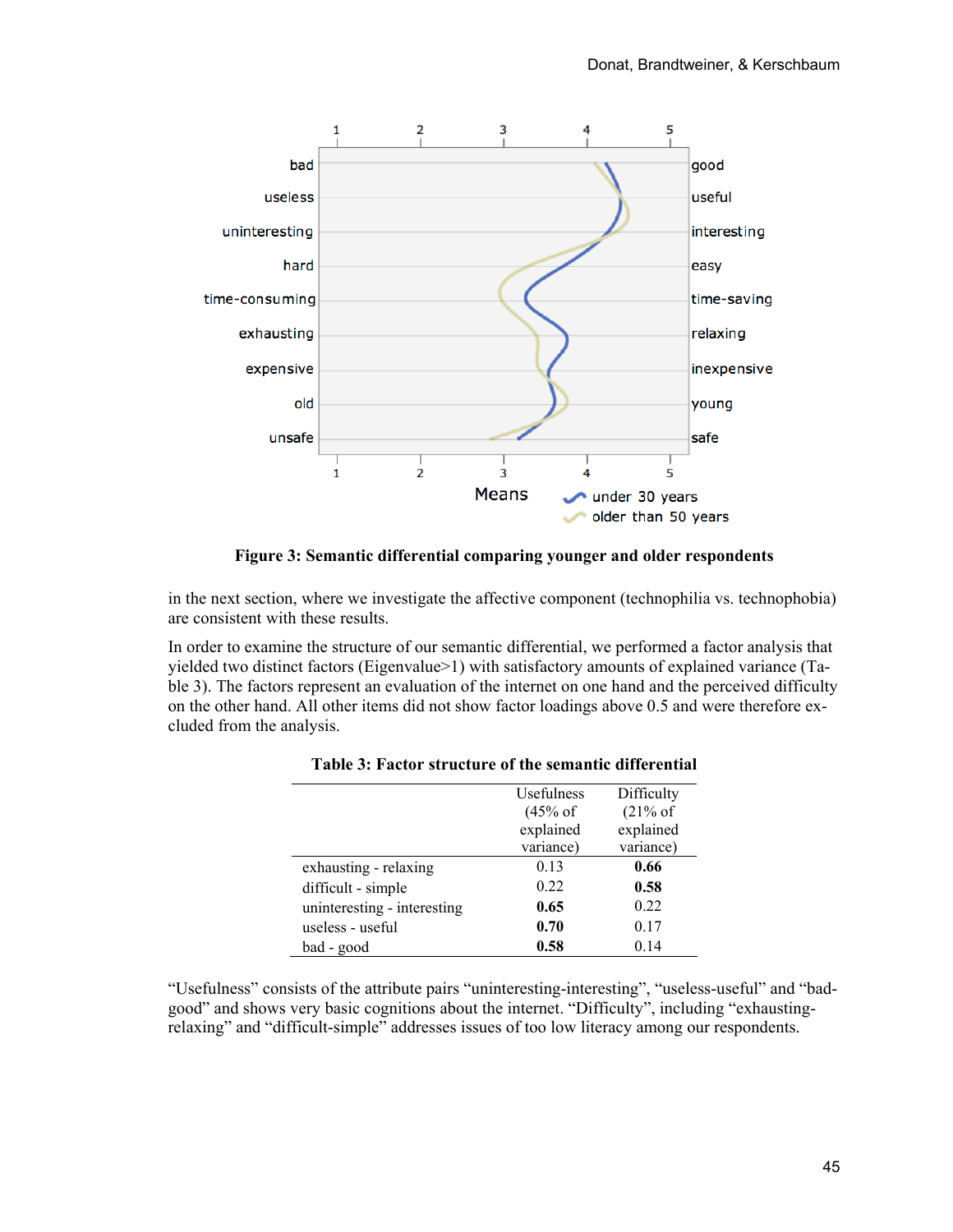Figure 3: Semantic differential comparing younger and older respondents

in the next section, where we investigate the affective component (technophilia vs. technophobia) are consistent with these results.

In order to examine the structure of our semantic differential, we performed a factor analysis that yielded two distinct factors (Eigenvalue>1) with satisfactory amounts of explained variance (Table 3). The factors represent an evaluation of the internet on one hand and the perceived difficulty on the other hand. All other items did not show factor loadings above 0.5 and were therefore excluded from the analysis.

**Table 3: Factor structure of the semantic differential**

| | Usefulness (45% of explained variance) | Difficulty (21% of explained variance) |
|---|---|---|
| exhausting - relaxing | 0.13 | **0.66** |
| difficult - simple | 0.22 | **0.58** |
| uninteresting - interesting | **0.65** | 0.22 |
| useless - useful | **0.70** | 0.17 |
| bad - good | **0.58** | 0.14 |

"Usefulness" consists of the attribute pairs "uninteresting-interesting", "useless-useful" and "bad-good" and shows very basic cognitions about the internet. "Difficulty", including "exhausting-relaxing" and "difficult-simple" addresses issues of too low literacy among our respondents.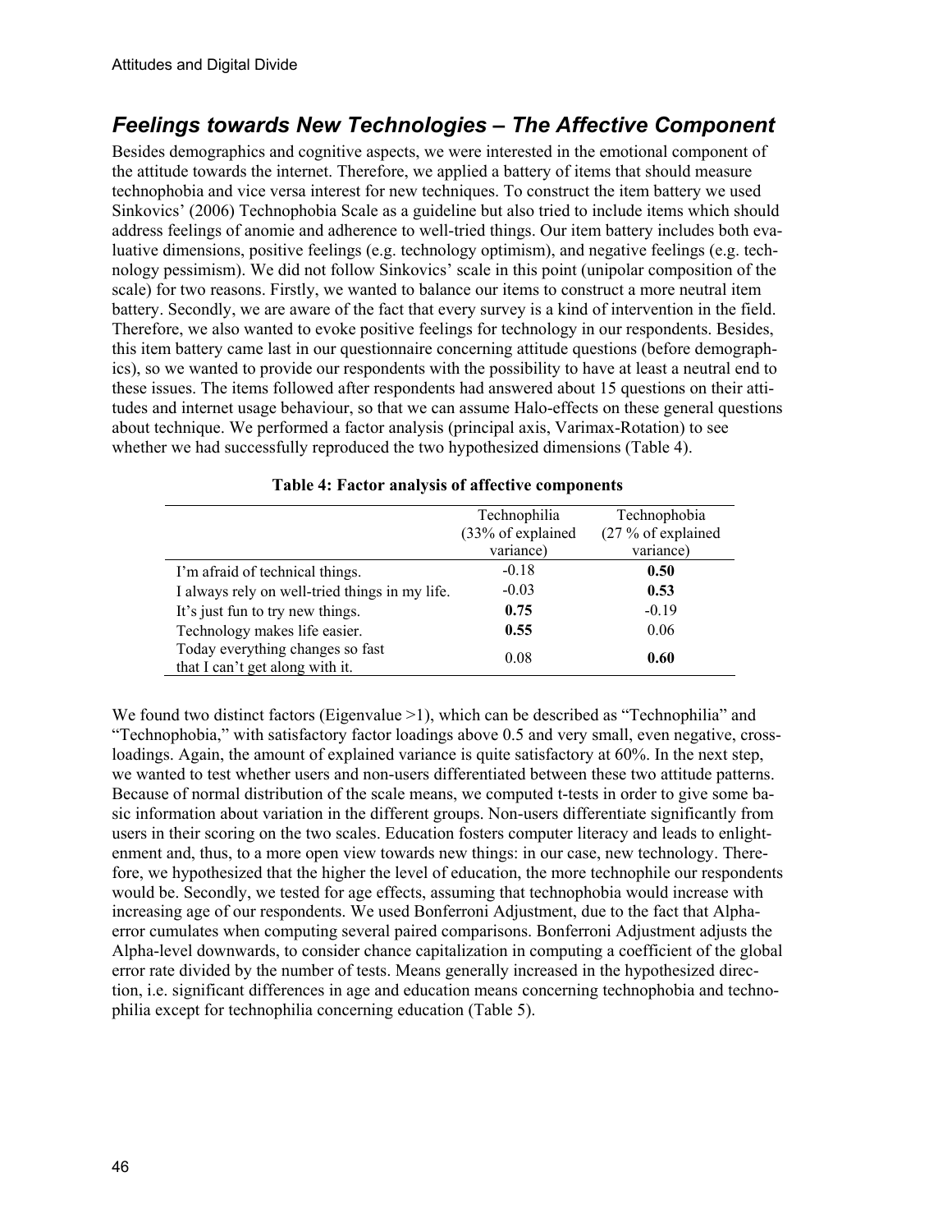## *Feelings towards New Technologies – The Affective Component*

Besides demographics and cognitive aspects, we were interested in the emotional component of the attitude towards the internet. Therefore, we applied a battery of items that should measure technophobia and vice versa interest for new techniques. To construct the item battery we used Sinkovics' (2006) Technophobia Scale as a guideline but also tried to include items which should address feelings of anomie and adherence to well-tried things. Our item battery includes both evaluative dimensions, positive feelings (e.g. technology optimism), and negative feelings (e.g. technology pessimism). We did not follow Sinkovics' scale in this point (unipolar composition of the scale) for two reasons. Firstly, we wanted to balance our items to construct a more neutral item battery. Secondly, we are aware of the fact that every survey is a kind of intervention in the field. Therefore, we also wanted to evoke positive feelings for technology in our respondents. Besides, this item battery came last in our questionnaire concerning attitude questions (before demographics), so we wanted to provide our respondents with the possibility to have at least a neutral end to these issues. The items followed after respondents had answered about 15 questions on their attitudes and internet usage behaviour, so that we can assume Halo-effects on these general questions about technique. We performed a factor analysis (principal axis, Varimax-Rotation) to see whether we had successfully reproduced the two hypothesized dimensions (Table 4).

**Table 4: Factor analysis of affective components**

| | Technophilia (33% of explained variance) | Technophobia (27 % of explained variance) |
|---|---|---|
| I'm afraid of technical things. | -0.18 | **0.50** |
| I always rely on well-tried things in my life. | -0.03 | **0.53** |
| It's just fun to try new things. | **0.75** | -0.19 |
| Technology makes life easier. | **0.55** | 0.06 |
| Today everything changes so fast that I can't get along with it. | 0.08 | **0.60** |

We found two distinct factors (Eigenvalue >1), which can be described as "Technophilia" and "Technophobia," with satisfactory factor loadings above 0.5 and very small, even negative, cross-loadings. Again, the amount of explained variance is quite satisfactory at 60%. In the next step, we wanted to test whether users and non-users differentiated between these two attitude patterns. Because of normal distribution of the scale means, we computed t-tests in order to give some basic information about variation in the different groups. Non-users differentiate significantly from users in their scoring on the two scales. Education fosters computer literacy and leads to enlightenment and, thus, to a more open view towards new things: in our case, new technology. Therefore, we hypothesized that the higher the level of education, the more technophile our respondents would be. Secondly, we tested for age effects, assuming that technophobia would increase with increasing age of our respondents. We used Bonferroni Adjustment, due to the fact that Alpha-error cumulates when computing several paired comparisons. Bonferroni Adjustment adjusts the Alpha-level downwards, to consider chance capitalization in computing a coefficient of the global error rate divided by the number of tests. Means generally increased in the hypothesized direction, i.e. significant differences in age and education means concerning technophobia and technophilia except for technophilia concerning education (Table 5).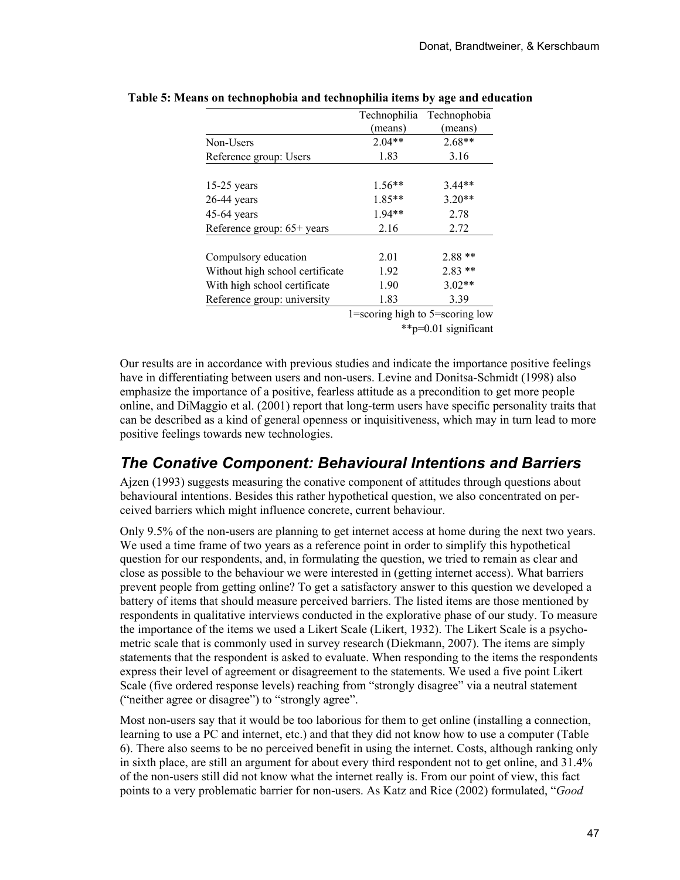**Table 5: Means on technophobia and technophilia items by age and education**

| | Technophilia (means) | Technophobia (means) |
|---|---|---|
| Non-Users | 2.04** | 2.68** |
| Reference group: Users | 1.83 | 3.16 |
| | | |
| 15-25 years | 1.56** | 3.44** |
| 26-44 years | 1.85** | 3.20** |
| 45-64 years | 1.94** | 2.78 |
| Reference group: 65+ years | 2.16 | 2.72 |
| | | |
| Compulsory education | 2.01 | 2.88 ** |
| Without high school certificate | 1.92 | 2.83 ** |
| With high school certificate | 1.90 | 3.02** |
| Reference group: university | 1.83 | 3.39 |

1=scoring high to 5=scoring low

**p=0.01 significant

Our results are in accordance with previous studies and indicate the importance positive feelings have in differentiating between users and non-users. Levine and Donitsa-Schmidt (1998) also emphasize the importance of a positive, fearless attitude as a precondition to get more people online, and DiMaggio et al. (2001) report that long-term users have specific personality traits that can be described as a kind of general openness or inquisitiveness, which may in turn lead to more positive feelings towards new technologies.

## *The Conative Component: Behavioural Intentions and Barriers*

Ajzen (1993) suggests measuring the conative component of attitudes through questions about behavioural intentions. Besides this rather hypothetical question, we also concentrated on perceived barriers which might influence concrete, current behaviour.

Only 9.5% of the non-users are planning to get internet access at home during the next two years. We used a time frame of two years as a reference point in order to simplify this hypothetical question for our respondents, and, in formulating the question, we tried to remain as clear and close as possible to the behaviour we were interested in (getting internet access). What barriers prevent people from getting online? To get a satisfactory answer to this question we developed a battery of items that should measure perceived barriers. The listed items are those mentioned by respondents in qualitative interviews conducted in the explorative phase of our study. To measure the importance of the items we used a Likert Scale (Likert, 1932). The Likert Scale is a psychometric scale that is commonly used in survey research (Diekmann, 2007). The items are simply statements that the respondent is asked to evaluate. When responding to the items the respondents express their level of agreement or disagreement to the statements. We used a five point Likert Scale (five ordered response levels) reaching from "strongly disagree" via a neutral statement ("neither agree or disagree") to "strongly agree".

Most non-users say that it would be too laborious for them to get online (installing a connection, learning to use a PC and internet, etc.) and that they did not know how to use a computer (Table 6). There also seems to be no perceived benefit in using the internet. Costs, although ranking only in sixth place, are still an argument for about every third respondent not to get online, and 31.4% of the non-users still did not know what the internet really is. From our point of view, this fact points to a very problematic barrier for non-users. As Katz and Rice (2002) formulated, "*Good*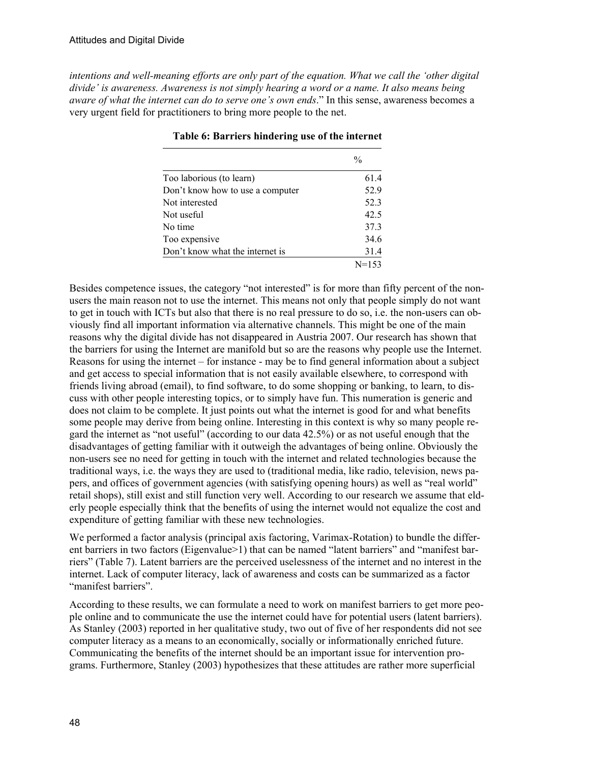*intentions and well-meaning efforts are only part of the equation. What we call the 'other digital divide' is awareness. Awareness is not simply hearing a word or a name. It also means being aware of what the internet can do to serve one's own ends*." In this sense, awareness becomes a very urgent field for practitioners to bring more people to the net.

**Table 6: Barriers hindering use of the internet**

| | % |
|---|---|
| Too laborious (to learn) | 61.4 |
| Don't know how to use a computer | 52.9 |
| Not interested | 52.3 |
| Not useful | 42.5 |
| No time | 37.3 |
| Too expensive | 34.6 |
| Don't know what the internet is | 31.4 |
| | N=153 |

Besides competence issues, the category "not interested" is for more than fifty percent of the non-users the main reason not to use the internet. This means not only that people simply do not want to get in touch with ICTs but also that there is no real pressure to do so, i.e. the non-users can obviously find all important information via alternative channels. This might be one of the main reasons why the digital divide has not disappeared in Austria 2007. Our research has shown that the barriers for using the Internet are manifold but so are the reasons why people use the Internet. Reasons for using the internet – for instance - may be to find general information about a subject and get access to special information that is not easily available elsewhere, to correspond with friends living abroad (email), to find software, to do some shopping or banking, to learn, to discuss with other people interesting topics, or to simply have fun. This numeration is generic and does not claim to be complete. It just points out what the internet is good for and what benefits some people may derive from being online. Interesting in this context is why so many people regard the internet as "not useful" (according to our data 42.5%) or as not useful enough that the disadvantages of getting familiar with it outweigh the advantages of being online. Obviously the non-users see no need for getting in touch with the internet and related technologies because the traditional ways, i.e. the ways they are used to (traditional media, like radio, television, news papers, and offices of government agencies (with satisfying opening hours) as well as "real world" retail shops), still exist and still function very well. According to our research we assume that elderly people especially think that the benefits of using the internet would not equalize the cost and expenditure of getting familiar with these new technologies.

We performed a factor analysis (principal axis factoring, Varimax-Rotation) to bundle the different barriers in two factors (Eigenvalue>1) that can be named "latent barriers" and "manifest barriers" (Table 7). Latent barriers are the perceived uselessness of the internet and no interest in the internet. Lack of computer literacy, lack of awareness and costs can be summarized as a factor "manifest barriers".

According to these results, we can formulate a need to work on manifest barriers to get more people online and to communicate the use the internet could have for potential users (latent barriers). As Stanley (2003) reported in her qualitative study, two out of five of her respondents did not see computer literacy as a means to an economically, socially or informationally enriched future. Communicating the benefits of the internet should be an important issue for intervention programs. Furthermore, Stanley (2003) hypothesizes that these attitudes are rather more superficial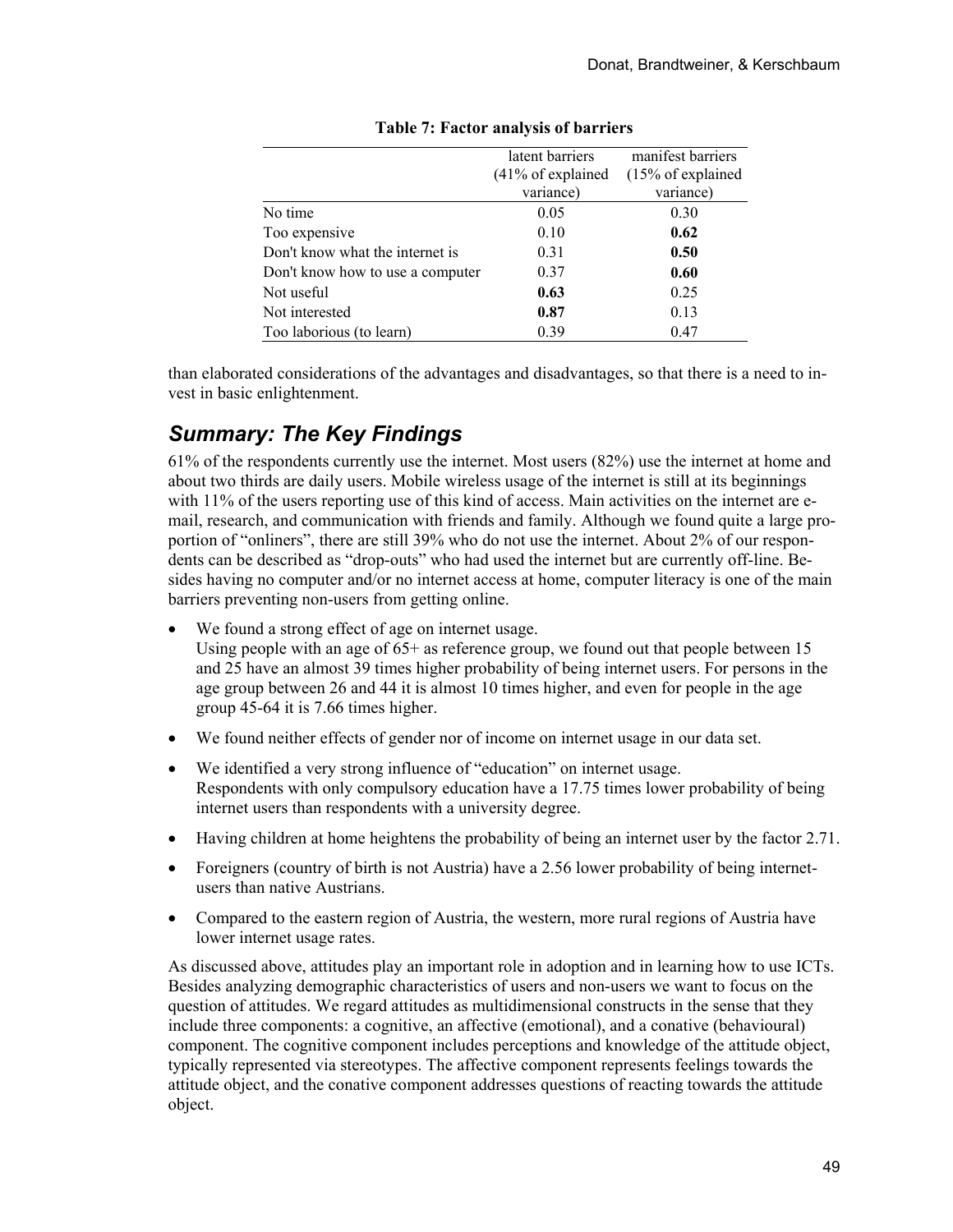**Table 7: Factor analysis of barriers**

| | latent barriers (41% of explained variance) | manifest barriers (15% of explained variance) |
|---|---|---|
| No time | 0.05 | 0.30 |
| Too expensive | 0.10 | **0.62** |
| Don't know what the internet is | 0.31 | **0.50** |
| Don't know how to use a computer | 0.37 | **0.60** |
| Not useful | **0.63** | 0.25 |
| Not interested | **0.87** | 0.13 |
| Too laborious (to learn) | 0.39 | 0.47 |

than elaborated considerations of the advantages and disadvantages, so that there is a need to invest in basic enlightenment.

## *Summary: The Key Findings*

61% of the respondents currently use the internet. Most users (82%) use the internet at home and about two thirds are daily users. Mobile wireless usage of the internet is still at its beginnings with 11% of the users reporting use of this kind of access. Main activities on the internet are e-mail, research, and communication with friends and family. Although we found quite a large proportion of "onliners", there are still 39% who do not use the internet. About 2% of our respondents can be described as "drop-outs" who had used the internet but are currently off-line. Besides having no computer and/or no internet access at home, computer literacy is one of the main barriers preventing non-users from getting online.

- We found a strong effect of age on internet usage.
  Using people with an age of 65+ as reference group, we found out that people between 15 and 25 have an almost 39 times higher probability of being internet users. For persons in the age group between 26 and 44 it is almost 10 times higher, and even for people in the age group 45-64 it is 7.66 times higher.
- We found neither effects of gender nor of income on internet usage in our data set.
- We identified a very strong influence of "education" on internet usage.
  Respondents with only compulsory education have a 17.75 times lower probability of being internet users than respondents with a university degree.
- Having children at home heightens the probability of being an internet user by the factor 2.71.
- Foreigners (country of birth is not Austria) have a 2.56 lower probability of being internet-users than native Austrians.
- Compared to the eastern region of Austria, the western, more rural regions of Austria have lower internet usage rates.

As discussed above, attitudes play an important role in adoption and in learning how to use ICTs. Besides analyzing demographic characteristics of users and non-users we want to focus on the question of attitudes. We regard attitudes as multidimensional constructs in the sense that they include three components: a cognitive, an affective (emotional), and a conative (behavioural) component. The cognitive component includes perceptions and knowledge of the attitude object, typically represented via stereotypes. The affective component represents feelings towards the attitude object, and the conative component addresses questions of reacting towards the attitude object.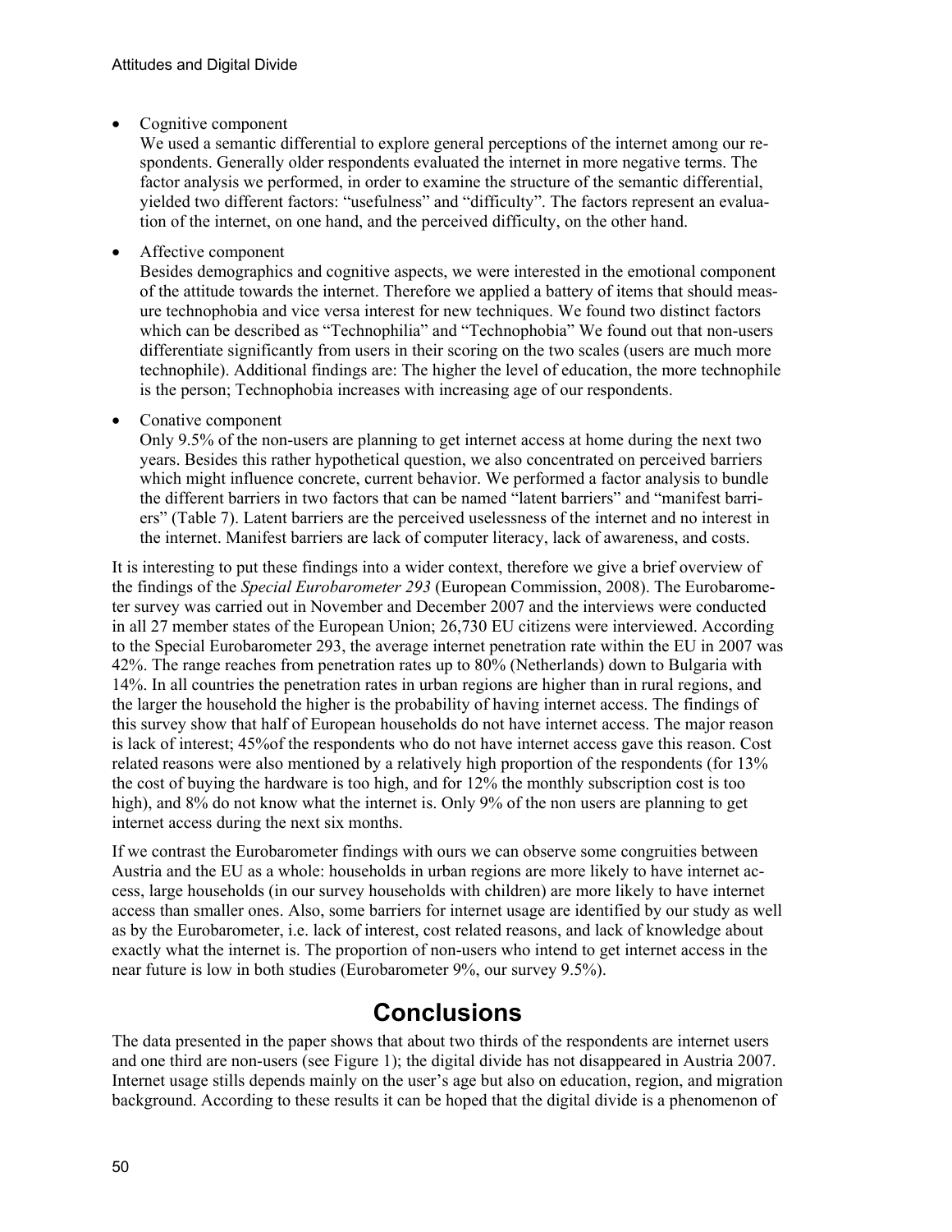- Cognitive component

  We used a semantic differential to explore general perceptions of the internet among our respondents. Generally older respondents evaluated the internet in more negative terms. The factor analysis we performed, in order to examine the structure of the semantic differential, yielded two different factors: "usefulness" and "difficulty". The factors represent an evaluation of the internet, on one hand, and the perceived difficulty, on the other hand.

- Affective component

  Besides demographics and cognitive aspects, we were interested in the emotional component of the attitude towards the internet. Therefore we applied a battery of items that should measure technophobia and vice versa interest for new techniques. We found two distinct factors which can be described as "Technophilia" and "Technophobia" We found out that non-users differentiate significantly from users in their scoring on the two scales (users are much more technophile). Additional findings are: The higher the level of education, the more technophile is the person; Technophobia increases with increasing age of our respondents.

- Conative component

  Only 9.5% of the non-users are planning to get internet access at home during the next two years. Besides this rather hypothetical question, we also concentrated on perceived barriers which might influence concrete, current behavior. We performed a factor analysis to bundle the different barriers in two factors that can be named "latent barriers" and "manifest barriers" (Table 7). Latent barriers are the perceived uselessness of the internet and no interest in the internet. Manifest barriers are lack of computer literacy, lack of awareness, and costs.

It is interesting to put these findings into a wider context, therefore we give a brief overview of the findings of the *Special Eurobarometer 293* (European Commission, 2008). The Eurobarometer survey was carried out in November and December 2007 and the interviews were conducted in all 27 member states of the European Union; 26,730 EU citizens were interviewed. According to the Special Eurobarometer 293, the average internet penetration rate within the EU in 2007 was 42%. The range reaches from penetration rates up to 80% (Netherlands) down to Bulgaria with 14%. In all countries the penetration rates in urban regions are higher than in rural regions, and the larger the household the higher is the probability of having internet access. The findings of this survey show that half of European households do not have internet access. The major reason is lack of interest; 45%of the respondents who do not have internet access gave this reason. Cost related reasons were also mentioned by a relatively high proportion of the respondents (for 13% the cost of buying the hardware is too high, and for 12% the monthly subscription cost is too high), and 8% do not know what the internet is. Only 9% of the non users are planning to get internet access during the next six months.

If we contrast the Eurobarometer findings with ours we can observe some congruities between Austria and the EU as a whole: households in urban regions are more likely to have internet access, large households (in our survey households with children) are more likely to have internet access than smaller ones. Also, some barriers for internet usage are identified by our study as well as by the Eurobarometer, i.e. lack of interest, cost related reasons, and lack of knowledge about exactly what the internet is. The proportion of non-users who intend to get internet access in the near future is low in both studies (Eurobarometer 9%, our survey 9.5%).

# Conclusions

The data presented in the paper shows that about two thirds of the respondents are internet users and one third are non-users (see Figure 1); the digital divide has not disappeared in Austria 2007. Internet usage stills depends mainly on the user's age but also on education, region, and migration background. According to these results it can be hoped that the digital divide is a phenomenon of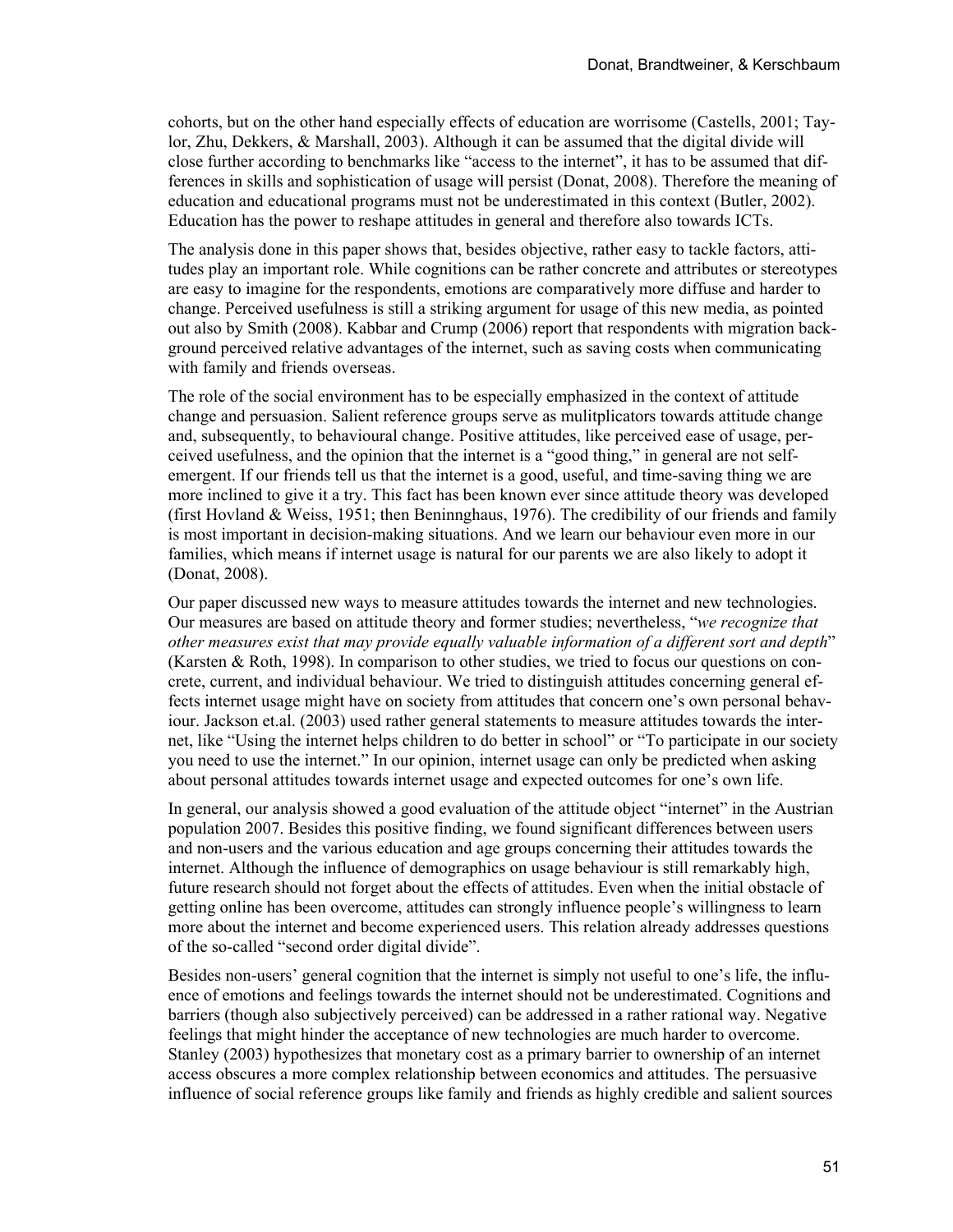cohorts, but on the other hand especially effects of education are worrisome (Castells, 2001; Taylor, Zhu, Dekkers, & Marshall, 2003). Although it can be assumed that the digital divide will close further according to benchmarks like "access to the internet", it has to be assumed that differences in skills and sophistication of usage will persist (Donat, 2008). Therefore the meaning of education and educational programs must not be underestimated in this context (Butler, 2002). Education has the power to reshape attitudes in general and therefore also towards ICTs.

The analysis done in this paper shows that, besides objective, rather easy to tackle factors, attitudes play an important role. While cognitions can be rather concrete and attributes or stereotypes are easy to imagine for the respondents, emotions are comparatively more diffuse and harder to change. Perceived usefulness is still a striking argument for usage of this new media, as pointed out also by Smith (2008). Kabbar and Crump (2006) report that respondents with migration background perceived relative advantages of the internet, such as saving costs when communicating with family and friends overseas.

The role of the social environment has to be especially emphasized in the context of attitude change and persuasion. Salient reference groups serve as mulitplicators towards attitude change and, subsequently, to behavioural change. Positive attitudes, like perceived ease of usage, perceived usefulness, and the opinion that the internet is a "good thing," in general are not self-emergent. If our friends tell us that the internet is a good, useful, and time-saving thing we are more inclined to give it a try. This fact has been known ever since attitude theory was developed (first Hovland & Weiss, 1951; then Beninnghaus, 1976). The credibility of our friends and family is most important in decision-making situations. And we learn our behaviour even more in our families, which means if internet usage is natural for our parents we are also likely to adopt it (Donat, 2008).

Our paper discussed new ways to measure attitudes towards the internet and new technologies. Our measures are based on attitude theory and former studies; nevertheless, "*we recognize that other measures exist that may provide equally valuable information of a different sort and depth*" (Karsten & Roth, 1998). In comparison to other studies, we tried to focus our questions on concrete, current, and individual behaviour. We tried to distinguish attitudes concerning general effects internet usage might have on society from attitudes that concern one's own personal behaviour. Jackson et.al. (2003) used rather general statements to measure attitudes towards the internet, like "Using the internet helps children to do better in school" or "To participate in our society you need to use the internet." In our opinion, internet usage can only be predicted when asking about personal attitudes towards internet usage and expected outcomes for one's own life.

In general, our analysis showed a good evaluation of the attitude object "internet" in the Austrian population 2007. Besides this positive finding, we found significant differences between users and non-users and the various education and age groups concerning their attitudes towards the internet. Although the influence of demographics on usage behaviour is still remarkably high, future research should not forget about the effects of attitudes. Even when the initial obstacle of getting online has been overcome, attitudes can strongly influence people's willingness to learn more about the internet and become experienced users. This relation already addresses questions of the so-called "second order digital divide".

Besides non-users' general cognition that the internet is simply not useful to one's life, the influence of emotions and feelings towards the internet should not be underestimated. Cognitions and barriers (though also subjectively perceived) can be addressed in a rather rational way. Negative feelings that might hinder the acceptance of new technologies are much harder to overcome. Stanley (2003) hypothesizes that monetary cost as a primary barrier to ownership of an internet access obscures a more complex relationship between economics and attitudes. The persuasive influence of social reference groups like family and friends as highly credible and salient sources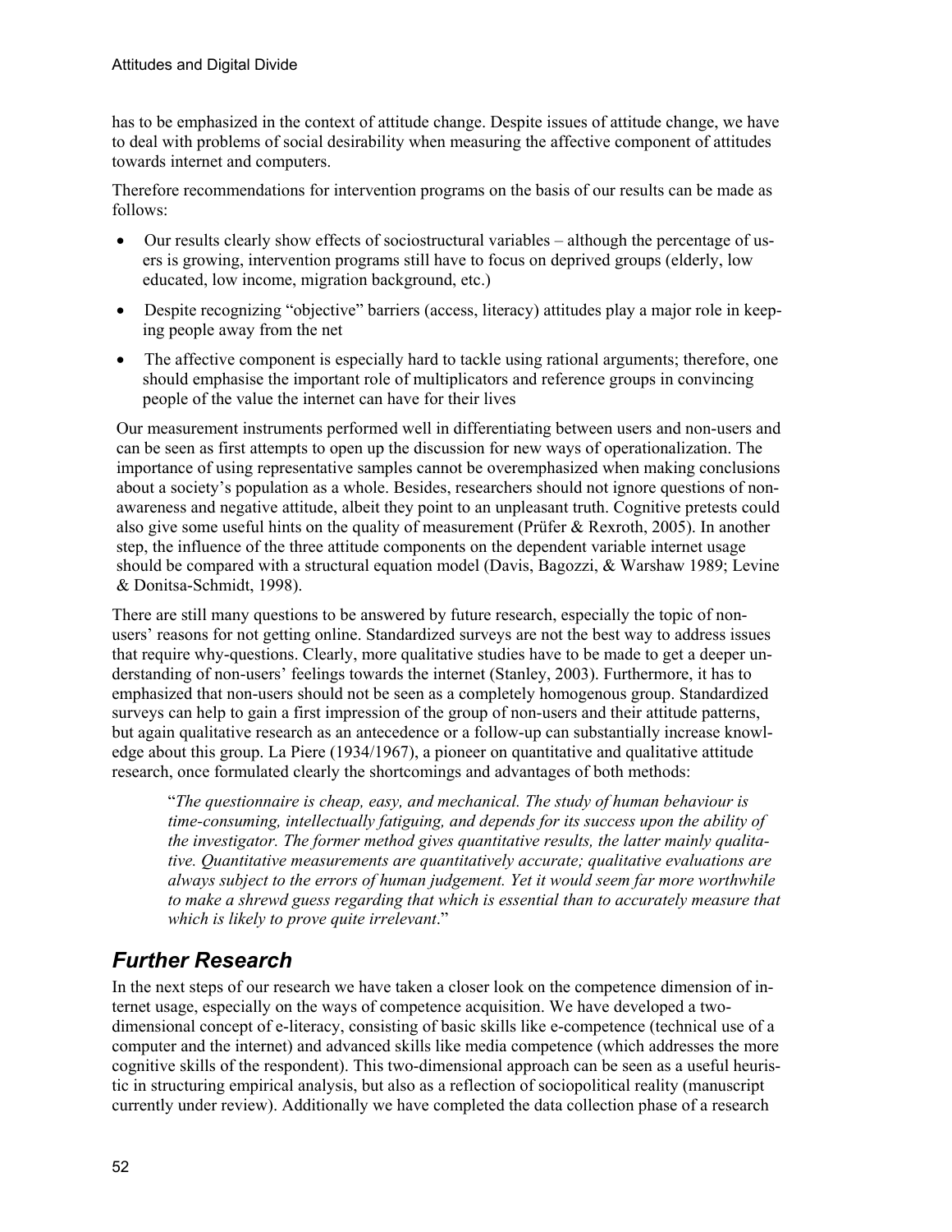has to be emphasized in the context of attitude change. Despite issues of attitude change, we have to deal with problems of social desirability when measuring the affective component of attitudes towards internet and computers.

Therefore recommendations for intervention programs on the basis of our results can be made as follows:

- Our results clearly show effects of sociostructural variables – although the percentage of users is growing, intervention programs still have to focus on deprived groups (elderly, low educated, low income, migration background, etc.)
- Despite recognizing "objective" barriers (access, literacy) attitudes play a major role in keeping people away from the net
- The affective component is especially hard to tackle using rational arguments; therefore, one should emphasise the important role of multiplicators and reference groups in convincing people of the value the internet can have for their lives

Our measurement instruments performed well in differentiating between users and non-users and can be seen as first attempts to open up the discussion for new ways of operationalization. The importance of using representative samples cannot be overemphasized when making conclusions about a society's population as a whole. Besides, researchers should not ignore questions of non-awareness and negative attitude, albeit they point to an unpleasant truth. Cognitive pretests could also give some useful hints on the quality of measurement (Prüfer & Rexroth, 2005). In another step, the influence of the three attitude components on the dependent variable internet usage should be compared with a structural equation model (Davis, Bagozzi, & Warshaw 1989; Levine & Donitsa-Schmidt, 1998).

There are still many questions to be answered by future research, especially the topic of non-users' reasons for not getting online. Standardized surveys are not the best way to address issues that require why-questions. Clearly, more qualitative studies have to be made to get a deeper understanding of non-users' feelings towards the internet (Stanley, 2003). Furthermore, it has to emphasized that non-users should not be seen as a completely homogenous group. Standardized surveys can help to gain a first impression of the group of non-users and their attitude patterns, but again qualitative research as an antecedence or a follow-up can substantially increase knowledge about this group. La Piere (1934/1967), a pioneer on quantitative and qualitative attitude research, once formulated clearly the shortcomings and advantages of both methods:

> "*The questionnaire is cheap, easy, and mechanical. The study of human behaviour is time-consuming, intellectually fatiguing, and depends for its success upon the ability of the investigator. The former method gives quantitative results, the latter mainly qualitative. Quantitative measurements are quantitatively accurate; qualitative evaluations are always subject to the errors of human judgement. Yet it would seem far more worthwhile to make a shrewd guess regarding that which is essential than to accurately measure that which is likely to prove quite irrelevant*."

## *Further Research*

In the next steps of our research we have taken a closer look on the competence dimension of internet usage, especially on the ways of competence acquisition. We have developed a two-dimensional concept of e-literacy, consisting of basic skills like e-competence (technical use of a computer and the internet) and advanced skills like media competence (which addresses the more cognitive skills of the respondent). This two-dimensional approach can be seen as a useful heuristic in structuring empirical analysis, but also as a reflection of sociopolitical reality (manuscript currently under review). Additionally we have completed the data collection phase of a research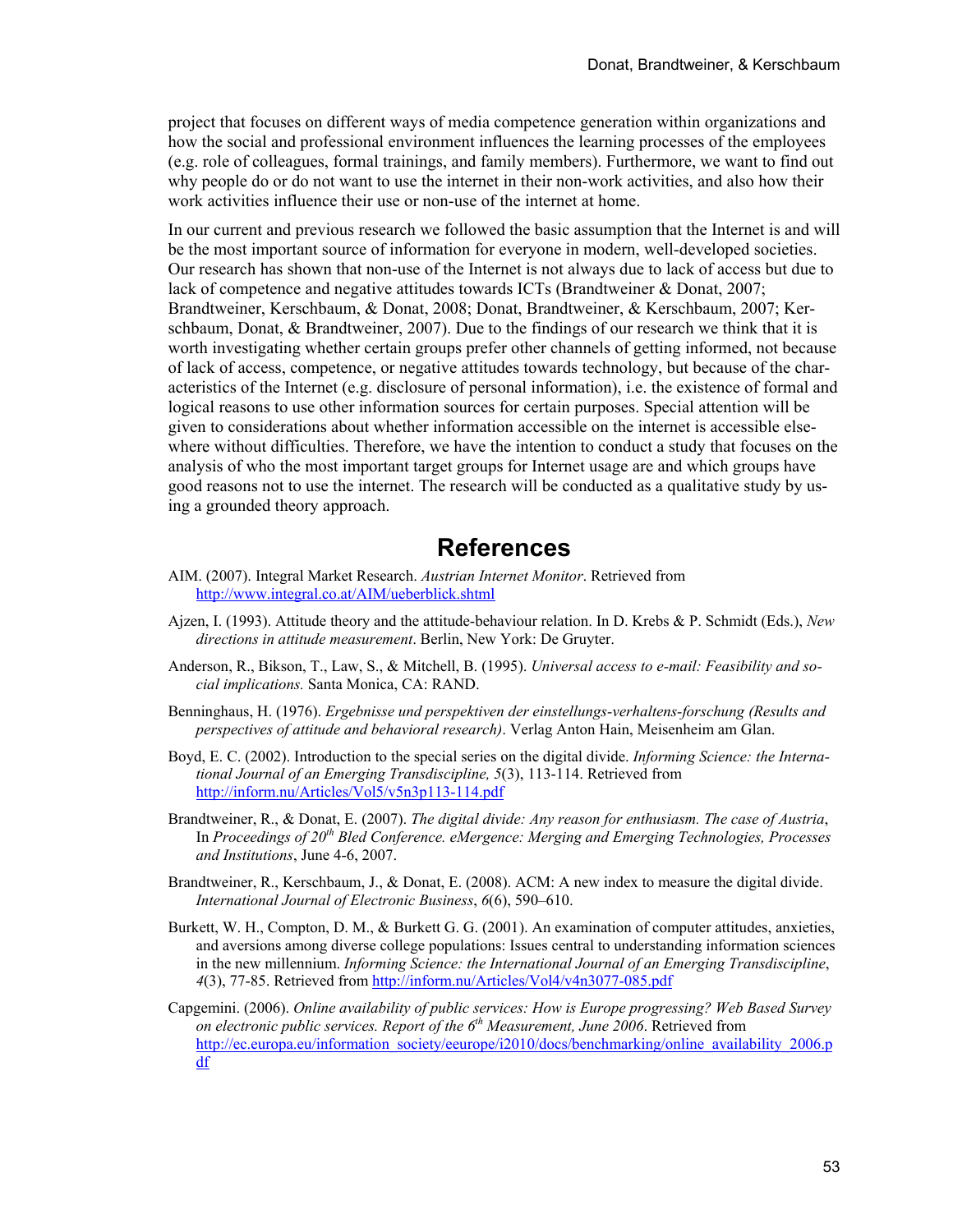project that focuses on different ways of media competence generation within organizations and how the social and professional environment influences the learning processes of the employees (e.g. role of colleagues, formal trainings, and family members). Furthermore, we want to find out why people do or do not want to use the internet in their non-work activities, and also how their work activities influence their use or non-use of the internet at home.

In our current and previous research we followed the basic assumption that the Internet is and will be the most important source of information for everyone in modern, well-developed societies. Our research has shown that non-use of the Internet is not always due to lack of access but due to lack of competence and negative attitudes towards ICTs (Brandtweiner & Donat, 2007; Brandtweiner, Kerschbaum, & Donat, 2008; Donat, Brandtweiner, & Kerschbaum, 2007; Kerschbaum, Donat, & Brandtweiner, 2007). Due to the findings of our research we think that it is worth investigating whether certain groups prefer other channels of getting informed, not because of lack of access, competence, or negative attitudes towards technology, but because of the characteristics of the Internet (e.g. disclosure of personal information), i.e. the existence of formal and logical reasons to use other information sources for certain purposes. Special attention will be given to considerations about whether information accessible on the internet is accessible elsewhere without difficulties. Therefore, we have the intention to conduct a study that focuses on the analysis of who the most important target groups for Internet usage are and which groups have good reasons not to use the internet. The research will be conducted as a qualitative study by using a grounded theory approach.

# References

AIM. (2007). Integral Market Research. *Austrian Internet Monitor*. Retrieved from http://www.integral.co.at/AIM/ueberblick.shtml

Ajzen, I. (1993). Attitude theory and the attitude-behaviour relation. In D. Krebs & P. Schmidt (Eds.), *New directions in attitude measurement*. Berlin, New York: De Gruyter.

Anderson, R., Bikson, T., Law, S., & Mitchell, B. (1995). *Universal access to e-mail: Feasibility and social implications.* Santa Monica, CA: RAND.

Benninghaus, H. (1976). *Ergebnisse und perspektiven der einstellungs-verhaltens-forschung (Results and perspectives of attitude and behavioral research)*. Verlag Anton Hain, Meisenheim am Glan.

Boyd, E. C. (2002). Introduction to the special series on the digital divide. *Informing Science: the International Journal of an Emerging Transdiscipline, 5*(3), 113-114. Retrieved from http://inform.nu/Articles/Vol5/v5n3p113-114.pdf

Brandtweiner, R., & Donat, E. (2007). *The digital divide: Any reason for enthusiasm. The case of Austria*, In *Proceedings of 20th Bled Conference. eMergence: Merging and Emerging Technologies, Processes and Institutions*, June 4-6, 2007.

Brandtweiner, R., Kerschbaum, J., & Donat, E. (2008). ACM: A new index to measure the digital divide. *International Journal of Electronic Business*, *6*(6), 590–610.

Burkett, W. H., Compton, D. M., & Burkett G. G. (2001). An examination of computer attitudes, anxieties, and aversions among diverse college populations: Issues central to understanding information sciences in the new millennium. *Informing Science: the International Journal of an Emerging Transdiscipline*, *4*(3), 77-85. Retrieved from http://inform.nu/Articles/Vol4/v4n3077-085.pdf

Capgemini. (2006). *Online availability of public services: How is Europe progressing? Web Based Survey on electronic public services. Report of the 6th Measurement, June 2006*. Retrieved from http://ec.europa.eu/information_society/eeurope/i2010/docs/benchmarking/online_availability_2006.pdf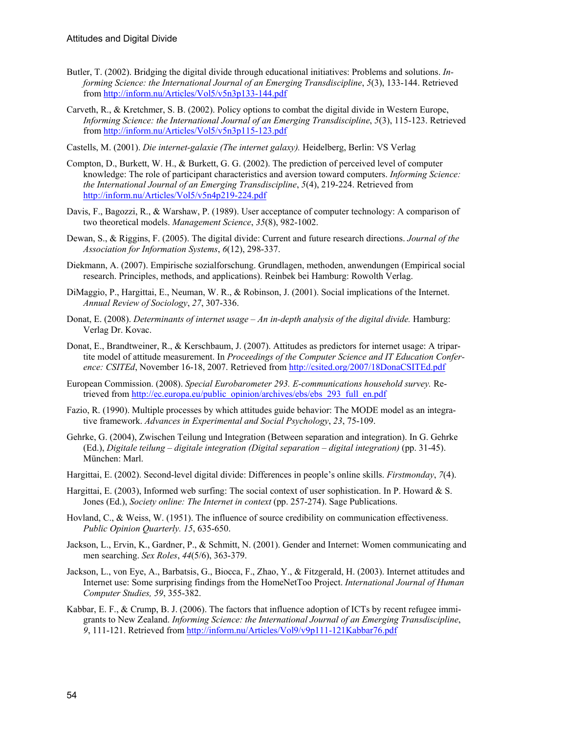Butler, T. (2002). Bridging the digital divide through educational initiatives: Problems and solutions. *Informing Science: the International Journal of an Emerging Transdiscipline*, *5*(3), 133-144. Retrieved from http://inform.nu/Articles/Vol5/v5n3p133-144.pdf

Carveth, R., & Kretchmer, S. B. (2002). Policy options to combat the digital divide in Western Europe, *Informing Science: the International Journal of an Emerging Transdiscipline*, *5*(3), 115-123. Retrieved from http://inform.nu/Articles/Vol5/v5n3p115-123.pdf

Castells, M. (2001). *Die internet-galaxie (The internet galaxy).* Heidelberg, Berlin: VS Verlag

Compton, D., Burkett, W. H., & Burkett, G. G. (2002). The prediction of perceived level of computer knowledge: The role of participant characteristics and aversion toward computers. *Informing Science: the International Journal of an Emerging Transdiscipline*, *5*(4), 219-224. Retrieved from http://inform.nu/Articles/Vol5/v5n4p219-224.pdf

Davis, F., Bagozzi, R., & Warshaw, P. (1989). User acceptance of computer technology: A comparison of two theoretical models. *Management Science*, *35*(8), 982-1002.

Dewan, S., & Riggins, F. (2005). The digital divide: Current and future research directions. *Journal of the Association for Information Systems*, *6*(12), 298-337.

Diekmann, A. (2007). Empirische sozialforschung. Grundlagen, methoden, anwendungen (Empirical social research. Principles, methods, and applications). Reinbek bei Hamburg: Rowolth Verlag.

DiMaggio, P., Hargittai, E., Neuman, W. R., & Robinson, J. (2001). Social implications of the Internet. *Annual Review of Sociology*, *27*, 307-336.

Donat, E. (2008). *Determinants of internet usage – An in-depth analysis of the digital divide.* Hamburg: Verlag Dr. Kovac.

Donat, E., Brandtweiner, R., & Kerschbaum, J. (2007). Attitudes as predictors for internet usage: A tripartite model of attitude measurement. In *Proceedings of the Computer Science and IT Education Conference: CSITEd*, November 16-18, 2007. Retrieved from http://csited.org/2007/18DonaCSITEd.pdf

European Commission. (2008). *Special Eurobarometer 293. E-communications household survey.* Retrieved from http://ec.europa.eu/public_opinion/archives/ebs/ebs_293_full_en.pdf

Fazio, R. (1990). Multiple processes by which attitudes guide behavior: The MODE model as an integrative framework. *Advances in Experimental and Social Psychology*, *23*, 75-109.

Gehrke, G. (2004), Zwischen Teilung und Integration (Between separation and integration). In G. Gehrke (Ed.), *Digitale teilung – digitale integration (Digital separation – digital integration)* (pp. 31-45). München: Marl.

Hargittai, E. (2002). Second-level digital divide: Differences in people's online skills. *Firstmonday*, *7*(4).

Hargittai, E. (2003), Informed web surfing: The social context of user sophistication. In P. Howard & S. Jones (Ed.), *Society online: The Internet in context* (pp. 257-274). Sage Publications.

Hovland, C., & Weiss, W. (1951). The influence of source credibility on communication effectiveness. *Public Opinion Quarterly. 15*, 635-650.

Jackson, L., Ervin, K., Gardner, P., & Schmitt, N. (2001). Gender and Internet: Women communicating and men searching. *Sex Roles*, *44*(5/6), 363-379.

Jackson, L., von Eye, A., Barbatsis, G., Biocca, F., Zhao, Y., & Fitzgerald, H. (2003). Internet attitudes and Internet use: Some surprising findings from the HomeNetToo Project. *International Journal of Human Computer Studies, 59*, 355-382.

Kabbar, E. F., & Crump, B. J. (2006). The factors that influence adoption of ICTs by recent refugee immigrants to New Zealand. *Informing Science: the International Journal of an Emerging Transdiscipline*, *9*, 111-121. Retrieved from http://inform.nu/Articles/Vol9/v9p111-121Kabbar76.pdf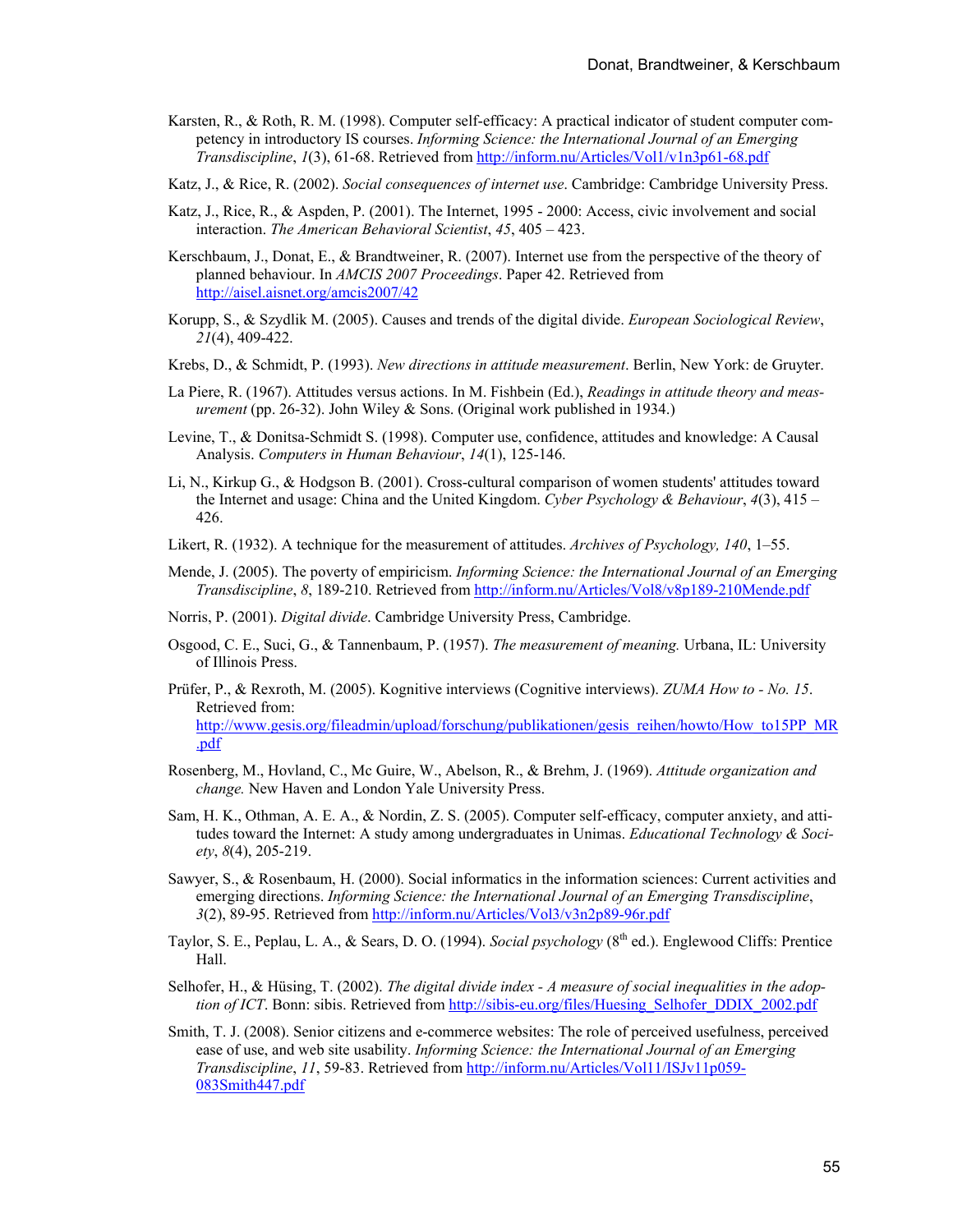Karsten, R., & Roth, R. M. (1998). Computer self-efficacy: A practical indicator of student computer competency in introductory IS courses. *Informing Science: the International Journal of an Emerging Transdiscipline*, *1*(3), 61-68. Retrieved from http://inform.nu/Articles/Vol1/v1n3p61-68.pdf

Katz, J., & Rice, R. (2002). *Social consequences of internet use*. Cambridge: Cambridge University Press.

Katz, J., Rice, R., & Aspden, P. (2001). The Internet, 1995 - 2000: Access, civic involvement and social interaction. *The American Behavioral Scientist*, *45*, 405 – 423.

Kerschbaum, J., Donat, E., & Brandtweiner, R. (2007). Internet use from the perspective of the theory of planned behaviour. In *AMCIS 2007 Proceedings*. Paper 42. Retrieved from http://aisel.aisnet.org/amcis2007/42

Korupp, S., & Szydlik M. (2005). Causes and trends of the digital divide. *European Sociological Review*, *21*(4), 409-422.

Krebs, D., & Schmidt, P. (1993). *New directions in attitude measurement*. Berlin, New York: de Gruyter.

La Piere, R. (1967). Attitudes versus actions. In M. Fishbein (Ed.), *Readings in attitude theory and measurement* (pp. 26-32). John Wiley & Sons. (Original work published in 1934.)

Levine, T., & Donitsa-Schmidt S. (1998). Computer use, confidence, attitudes and knowledge: A Causal Analysis. *Computers in Human Behaviour*, *14*(1), 125-146.

Li, N., Kirkup G., & Hodgson B. (2001). Cross-cultural comparison of women students' attitudes toward the Internet and usage: China and the United Kingdom. *Cyber Psychology & Behaviour*, *4*(3), 415 – 426.

Likert, R. (1932). A technique for the measurement of attitudes. *Archives of Psychology, 140*, 1–55.

Mende, J. (2005). The poverty of empiricism. *Informing Science: the International Journal of an Emerging Transdiscipline*, *8*, 189-210. Retrieved from http://inform.nu/Articles/Vol8/v8p189-210Mende.pdf

Norris, P. (2001). *Digital divide*. Cambridge University Press, Cambridge.

Osgood, C. E., Suci, G., & Tannenbaum, P. (1957). *The measurement of meaning.* Urbana, IL: University of Illinois Press.

Prüfer, P., & Rexroth, M. (2005). Kognitive interviews (Cognitive interviews). *ZUMA How to - No. 15*. Retrieved from: http://www.gesis.org/fileadmin/upload/forschung/publikationen/gesis_reihen/howto/How_to15PP_MR.pdf

Rosenberg, M., Hovland, C., Mc Guire, W., Abelson, R., & Brehm, J. (1969). *Attitude organization and change.* New Haven and London Yale University Press.

Sam, H. K., Othman, A. E. A., & Nordin, Z. S. (2005). Computer self-efficacy, computer anxiety, and attitudes toward the Internet: A study among undergraduates in Unimas. *Educational Technology & Society*, *8*(4), 205-219.

Sawyer, S., & Rosenbaum, H. (2000). Social informatics in the information sciences: Current activities and emerging directions. *Informing Science: the International Journal of an Emerging Transdiscipline*, *3*(2), 89-95. Retrieved from http://inform.nu/Articles/Vol3/v3n2p89-96r.pdf

Taylor, S. E., Peplau, L. A., & Sears, D. O. (1994). *Social psychology* (8th ed.). Englewood Cliffs: Prentice Hall.

Selhofer, H., & Hüsing, T. (2002). *The digital divide index - A measure of social inequalities in the adoption of ICT*. Bonn: sibis. Retrieved from http://sibis-eu.org/files/Huesing_Selhofer_DDIX_2002.pdf

Smith, T. J. (2008). Senior citizens and e-commerce websites: The role of perceived usefulness, perceived ease of use, and web site usability. *Informing Science: the International Journal of an Emerging Transdiscipline*, *11*, 59-83. Retrieved from http://inform.nu/Articles/Vol11/ISJv11p059-083Smith447.pdf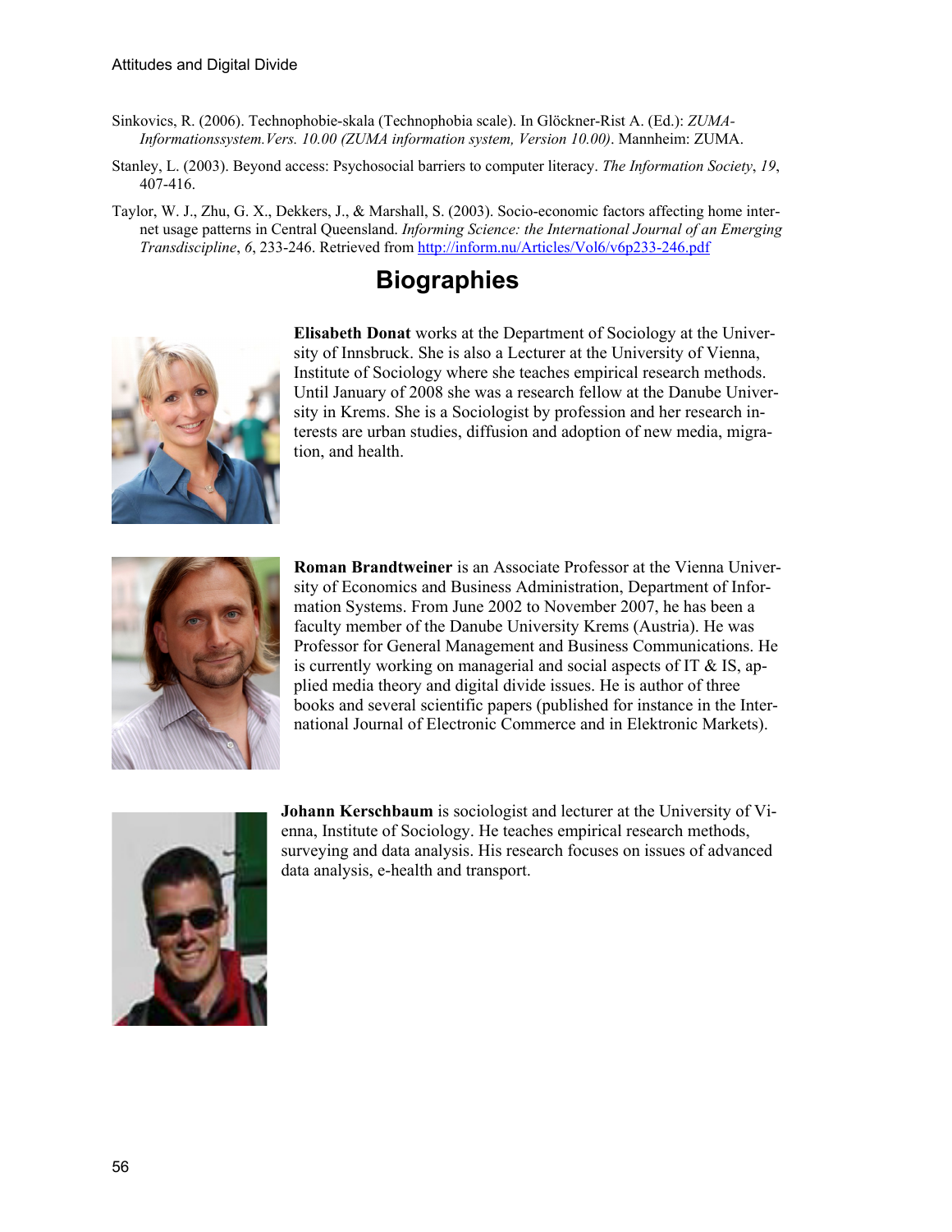Sinkovics, R. (2006). Technophobie-skala (Technophobia scale). In Glöckner-Rist A. (Ed.): *ZUMA-Informationssystem.Vers. 10.00 (ZUMA information system, Version 10.00)*. Mannheim: ZUMA.

Stanley, L. (2003). Beyond access: Psychosocial barriers to computer literacy. *The Information Society*, *19*, 407-416.

Taylor, W. J., Zhu, G. X., Dekkers, J., & Marshall, S. (2003). Socio-economic factors affecting home internet usage patterns in Central Queensland. *Informing Science: the International Journal of an Emerging Transdiscipline*, *6*, 233-246. Retrieved from http://inform.nu/Articles/Vol6/v6p233-246.pdf

# Biographies

**Elisabeth Donat** works at the Department of Sociology at the University of Innsbruck. She is also a Lecturer at the University of Vienna, Institute of Sociology where she teaches empirical research methods. Until January of 2008 she was a research fellow at the Danube University in Krems. She is a Sociologist by profession and her research interests are urban studies, diffusion and adoption of new media, migration, and health.

**Roman Brandtweiner** is an Associate Professor at the Vienna University of Economics and Business Administration, Department of Information Systems. From June 2002 to November 2007, he has been a faculty member of the Danube University Krems (Austria). He was Professor for General Management and Business Communications. He is currently working on managerial and social aspects of IT & IS, applied media theory and digital divide issues. He is author of three books and several scientific papers (published for instance in the International Journal of Electronic Commerce and in Elektronic Markets).

**Johann Kerschbaum** is sociologist and lecturer at the University of Vienna, Institute of Sociology. He teaches empirical research methods, surveying and data analysis. His research focuses on issues of advanced data analysis, e-health and transport.